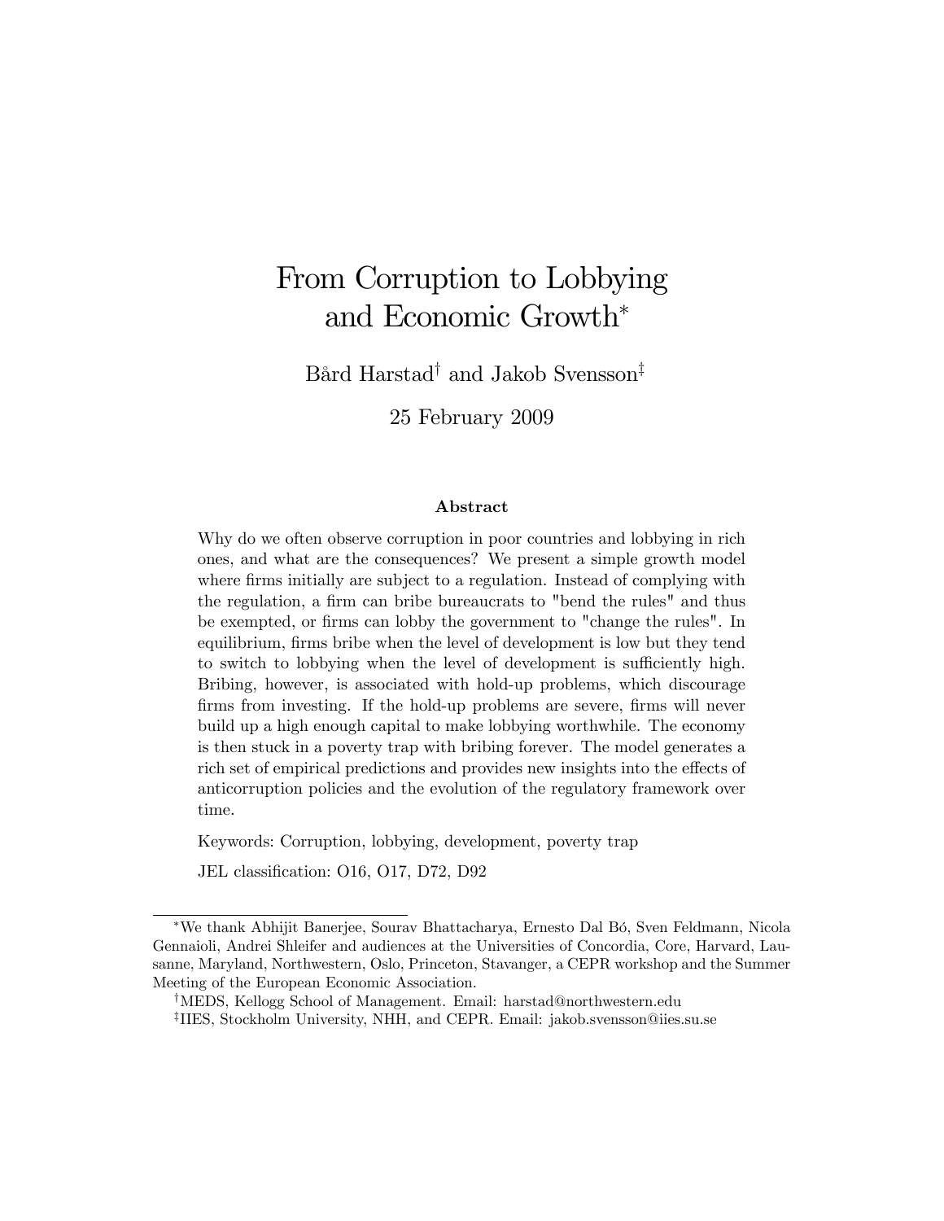# From Corruption to Lobbying and Economic Growth*

Bård Harstad† and Jakob Svensson‡

25 February 2009

### Abstract

Why do we often observe corruption in poor countries and lobbying in rich ones, and what are the consequences? We present a simple growth model where firms initially are subject to a regulation. Instead of complying with the regulation, a firm can bribe bureaucrats to "bend the rules" and thus be exempted, or firms can lobby the government to "change the rules". In equilibrium, firms bribe when the level of development is low but they tend to switch to lobbying when the level of development is sufficiently high. Bribing, however, is associated with hold-up problems, which discourage firms from investing. If the hold-up problems are severe, firms will never build up a high enough capital to make lobbying worthwhile. The economy is then stuck in a poverty trap with bribing forever. The model generates a rich set of empirical predictions and provides new insights into the effects of anticorruption policies and the evolution of the regulatory framework over time.

Keywords: Corruption, lobbying, development, poverty trap

JEL classification: O16, O17, D72, D92

---

*We thank Abhijit Banerjee, Sourav Bhattacharya, Ernesto Dal Bó, Sven Feldmann, Nicola Gennaioli, Andrei Shleifer and audiences at the Universities of Concordia, Core, Harvard, Lausanne, Maryland, Northwestern, Oslo, Princeton, Stavanger, a CEPR workshop and the Summer Meeting of the European Economic Association.

†MEDS, Kellogg School of Management. Email: harstad@northwestern.edu

‡IIES, Stockholm University, NHH, and CEPR. Email: jakob.svensson@iies.su.se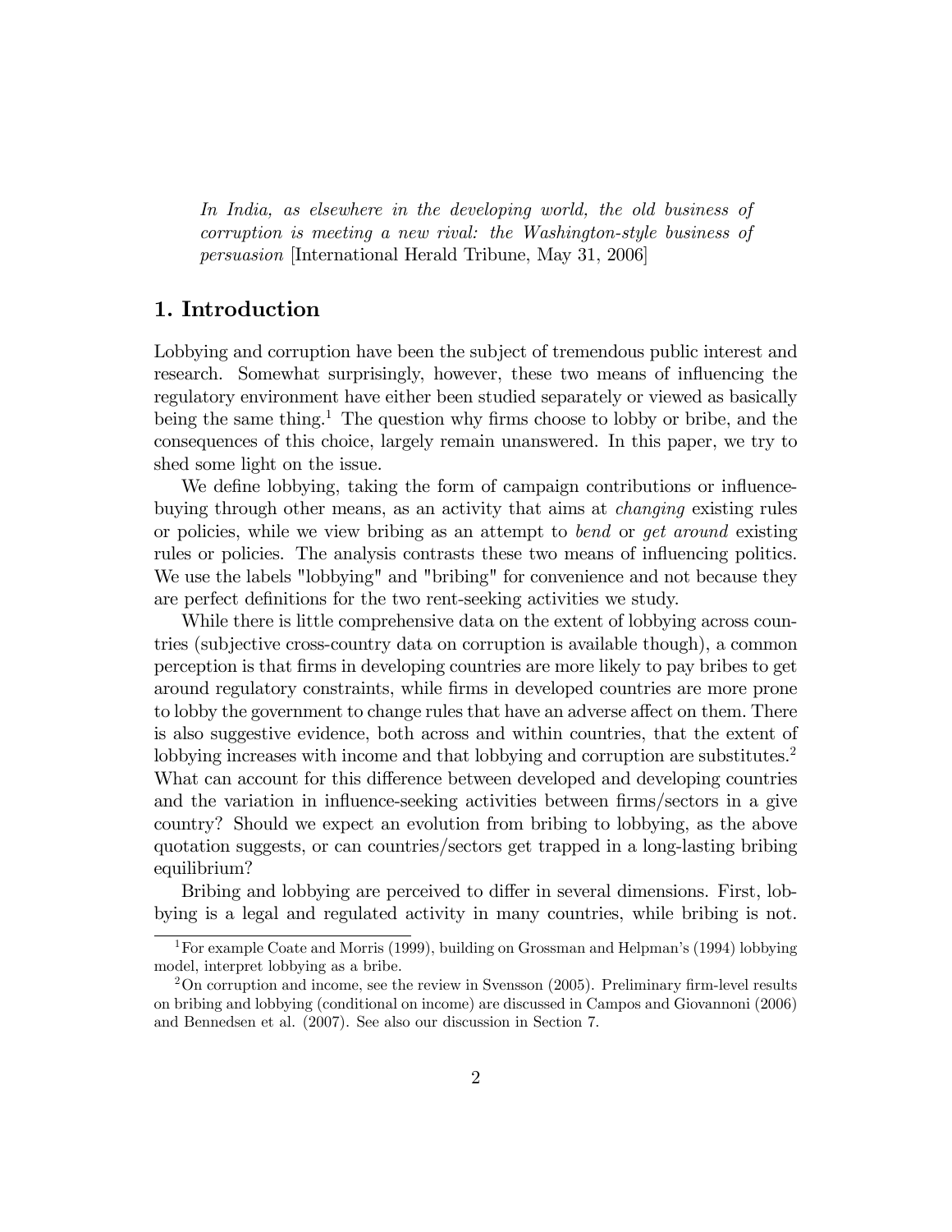*In India, as elsewhere in the developing world, the old business of corruption is meeting a new rival: the Washington-style business of persuasion* [International Herald Tribune, May 31, 2006]

## 1. Introduction

Lobbying and corruption have been the subject of tremendous public interest and research. Somewhat surprisingly, however, these two means of influencing the regulatory environment have either been studied separately or viewed as basically being the same thing.[1] The question why firms choose to lobby or bribe, and the consequences of this choice, largely remain unanswered. In this paper, we try to shed some light on the issue.

We define lobbying, taking the form of campaign contributions or influence-buying through other means, as an activity that aims at *changing* existing rules or policies, while we view bribing as an attempt to *bend* or *get around* existing rules or policies. The analysis contrasts these two means of influencing politics. We use the labels "lobbying" and "bribing" for convenience and not because they are perfect definitions for the two rent-seeking activities we study.

While there is little comprehensive data on the extent of lobbying across countries (subjective cross-country data on corruption is available though), a common perception is that firms in developing countries are more likely to pay bribes to get around regulatory constraints, while firms in developed countries are more prone to lobby the government to change rules that have an adverse affect on them. There is also suggestive evidence, both across and within countries, that the extent of lobbying increases with income and that lobbying and corruption are substitutes.[2] What can account for this difference between developed and developing countries and the variation in influence-seeking activities between firms/sectors in a give country? Should we expect an evolution from bribing to lobbying, as the above quotation suggests, or can countries/sectors get trapped in a long-lasting bribing equilibrium?

Bribing and lobbying are perceived to differ in several dimensions. First, lobbying is a legal and regulated activity in many countries, while bribing is not.

[1] For example Coate and Morris (1999), building on Grossman and Helpman's (1994) lobbying model, interpret lobbying as a bribe.

[2] On corruption and income, see the review in Svensson (2005). Preliminary firm-level results on bribing and lobbying (conditional on income) are discussed in Campos and Giovannoni (2006) and Bennedsen et al. (2007). See also our discussion in Section 7.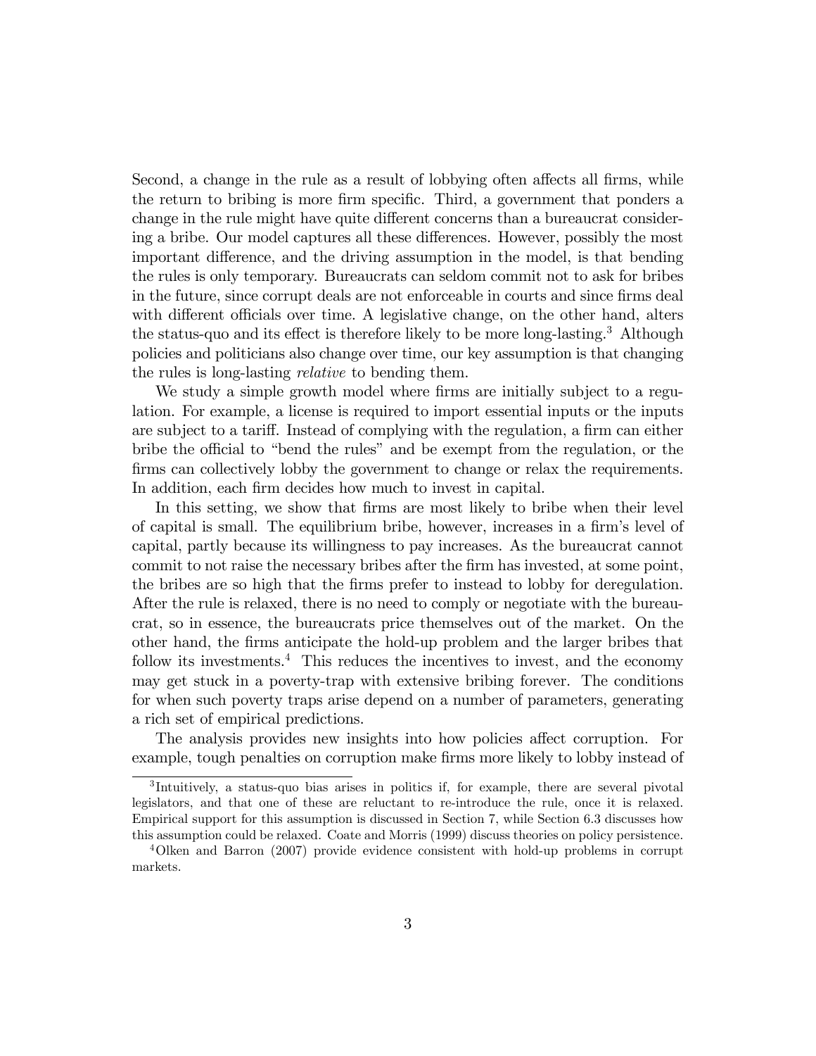Second, a change in the rule as a result of lobbying often affects all firms, while the return to bribing is more firm specific. Third, a government that ponders a change in the rule might have quite different concerns than a bureaucrat considering a bribe. Our model captures all these differences. However, possibly the most important difference, and the driving assumption in the model, is that bending the rules is only temporary. Bureaucrats can seldom commit not to ask for bribes in the future, since corrupt deals are not enforceable in courts and since firms deal with different officials over time. A legislative change, on the other hand, alters the status-quo and its effect is therefore likely to be more long-lasting.[3] Although policies and politicians also change over time, our key assumption is that changing the rules is long-lasting *relative* to bending them.

We study a simple growth model where firms are initially subject to a regulation. For example, a license is required to import essential inputs or the inputs are subject to a tariff. Instead of complying with the regulation, a firm can either bribe the official to "bend the rules" and be exempt from the regulation, or the firms can collectively lobby the government to change or relax the requirements. In addition, each firm decides how much to invest in capital.

In this setting, we show that firms are most likely to bribe when their level of capital is small. The equilibrium bribe, however, increases in a firm's level of capital, partly because its willingness to pay increases. As the bureaucrat cannot commit to not raise the necessary bribes after the firm has invested, at some point, the bribes are so high that the firms prefer to instead to lobby for deregulation. After the rule is relaxed, there is no need to comply or negotiate with the bureaucrat, so in essence, the bureaucrats price themselves out of the market. On the other hand, the firms anticipate the hold-up problem and the larger bribes that follow its investments.[4] This reduces the incentives to invest, and the economy may get stuck in a poverty-trap with extensive bribing forever. The conditions for when such poverty traps arise depend on a number of parameters, generating a rich set of empirical predictions.

The analysis provides new insights into how policies affect corruption. For example, tough penalties on corruption make firms more likely to lobby instead of

---

[3] Intuitively, a status-quo bias arises in politics if, for example, there are several pivotal legislators, and that one of these are reluctant to re-introduce the rule, once it is relaxed. Empirical support for this assumption is discussed in Section 7, while Section 6.3 discusses how this assumption could be relaxed. Coate and Morris (1999) discuss theories on policy persistence.

[4] Olken and Barron (2007) provide evidence consistent with hold-up problems in corrupt markets.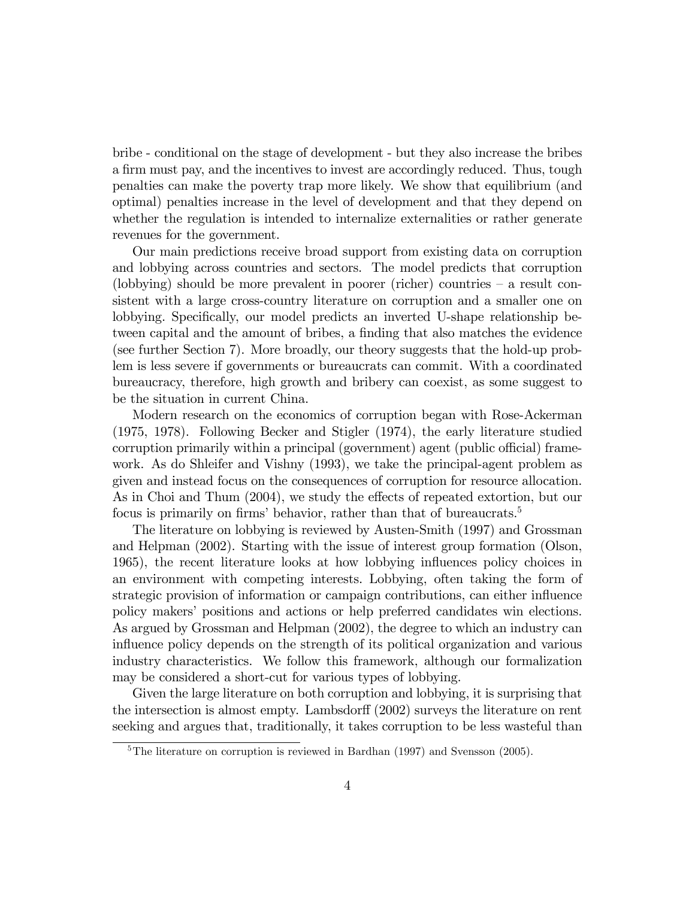bribe - conditional on the stage of development - but they also increase the bribes a firm must pay, and the incentives to invest are accordingly reduced. Thus, tough penalties can make the poverty trap more likely. We show that equilibrium (and optimal) penalties increase in the level of development and that they depend on whether the regulation is intended to internalize externalities or rather generate revenues for the government.

Our main predictions receive broad support from existing data on corruption and lobbying across countries and sectors. The model predicts that corruption (lobbying) should be more prevalent in poorer (richer) countries – a result consistent with a large cross-country literature on corruption and a smaller one on lobbying. Specifically, our model predicts an inverted U-shape relationship between capital and the amount of bribes, a finding that also matches the evidence (see further Section 7). More broadly, our theory suggests that the hold-up problem is less severe if governments or bureaucrats can commit. With a coordinated bureaucracy, therefore, high growth and bribery can coexist, as some suggest to be the situation in current China.

Modern research on the economics of corruption began with Rose-Ackerman (1975, 1978). Following Becker and Stigler (1974), the early literature studied corruption primarily within a principal (government) agent (public official) framework. As do Shleifer and Vishny (1993), we take the principal-agent problem as given and instead focus on the consequences of corruption for resource allocation. As in Choi and Thum (2004), we study the effects of repeated extortion, but our focus is primarily on firms' behavior, rather than that of bureaucrats.[5]

The literature on lobbying is reviewed by Austen-Smith (1997) and Grossman and Helpman (2002). Starting with the issue of interest group formation (Olson, 1965), the recent literature looks at how lobbying influences policy choices in an environment with competing interests. Lobbying, often taking the form of strategic provision of information or campaign contributions, can either influence policy makers' positions and actions or help preferred candidates win elections. As argued by Grossman and Helpman (2002), the degree to which an industry can influence policy depends on the strength of its political organization and various industry characteristics. We follow this framework, although our formalization may be considered a short-cut for various types of lobbying.

Given the large literature on both corruption and lobbying, it is surprising that the intersection is almost empty. Lambsdorff (2002) surveys the literature on rent seeking and argues that, traditionally, it takes corruption to be less wasteful than

[5] The literature on corruption is reviewed in Bardhan (1997) and Svensson (2005).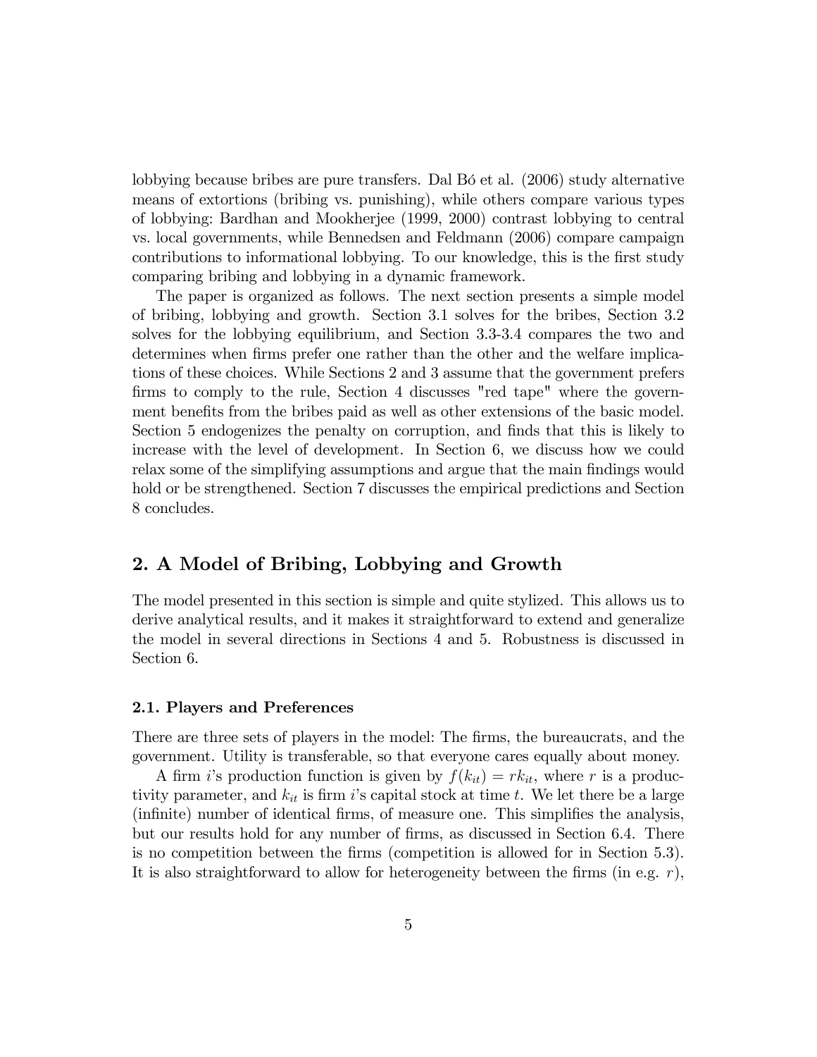lobbying because bribes are pure transfers. Dal Bó et al. (2006) study alternative means of extortions (bribing vs. punishing), while others compare various types of lobbying: Bardhan and Mookherjee (1999, 2000) contrast lobbying to central vs. local governments, while Bennedsen and Feldmann (2006) compare campaign contributions to informational lobbying. To our knowledge, this is the first study comparing bribing and lobbying in a dynamic framework.

The paper is organized as follows. The next section presents a simple model of bribing, lobbying and growth. Section 3.1 solves for the bribes, Section 3.2 solves for the lobbying equilibrium, and Section 3.3-3.4 compares the two and determines when firms prefer one rather than the other and the welfare implications of these choices. While Sections 2 and 3 assume that the government prefers firms to comply to the rule, Section 4 discusses "red tape" where the government benefits from the bribes paid as well as other extensions of the basic model. Section 5 endogenizes the penalty on corruption, and finds that this is likely to increase with the level of development. In Section 6, we discuss how we could relax some of the simplifying assumptions and argue that the main findings would hold or be strengthened. Section 7 discusses the empirical predictions and Section 8 concludes.

## 2. A Model of Bribing, Lobbying and Growth

The model presented in this section is simple and quite stylized. This allows us to derive analytical results, and it makes it straightforward to extend and generalize the model in several directions in Sections 4 and 5. Robustness is discussed in Section 6.

### 2.1. Players and Preferences

There are three sets of players in the model: The firms, the bureaucrats, and the government. Utility is transferable, so that everyone cares equally about money.

A firm $i$'s production function is given by $f(k_{it}) = rk_{it}$, where $r$ is a productivity parameter, and $k_{it}$ is firm $i$'s capital stock at time $t$. We let there be a large (infinite) number of identical firms, of measure one. This simplifies the analysis, but our results hold for any number of firms, as discussed in Section 6.4. There is no competition between the firms (competition is allowed for in Section 5.3). It is also straightforward to allow for heterogeneity between the firms (in e.g. $r$),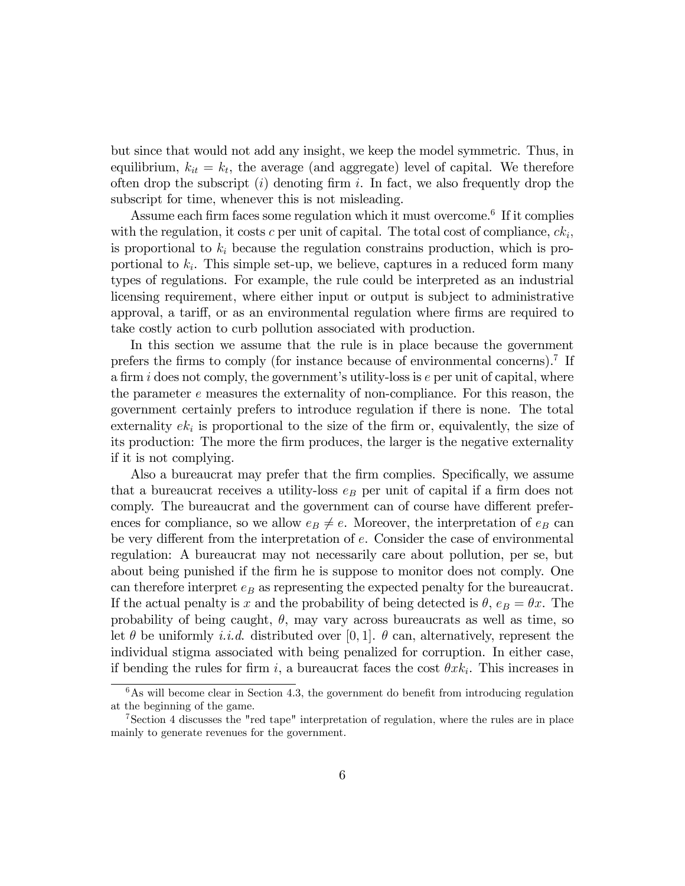but since that would not add any insight, we keep the model symmetric. Thus, in equilibrium, $k_{it} = k_t$, the average (and aggregate) level of capital. We therefore often drop the subscript $(i)$ denoting firm $i$. In fact, we also frequently drop the subscript for time, whenever this is not misleading.

Assume each firm faces some regulation which it must overcome.[6] If it complies with the regulation, it costs $c$ per unit of capital. The total cost of compliance, $ck_i$, is proportional to $k_i$ because the regulation constrains production, which is proportional to $k_i$. This simple set-up, we believe, captures in a reduced form many types of regulations. For example, the rule could be interpreted as an industrial licensing requirement, where either input or output is subject to administrative approval, a tariff, or as an environmental regulation where firms are required to take costly action to curb pollution associated with production.

In this section we assume that the rule is in place because the government prefers the firms to comply (for instance because of environmental concerns).[7] If a firm $i$ does not comply, the government's utility-loss is $e$ per unit of capital, where the parameter $e$ measures the externality of non-compliance. For this reason, the government certainly prefers to introduce regulation if there is none. The total externality $ek_i$ is proportional to the size of the firm or, equivalently, the size of its production: The more the firm produces, the larger is the negative externality if it is not complying.

Also a bureaucrat may prefer that the firm complies. Specifically, we assume that a bureaucrat receives a utility-loss $e_B$ per unit of capital if a firm does not comply. The bureaucrat and the government can of course have different preferences for compliance, so we allow $e_B \neq e$. Moreover, the interpretation of $e_B$ can be very different from the interpretation of $e$. Consider the case of environmental regulation: A bureaucrat may not necessarily care about pollution, per se, but about being punished if the firm he is suppose to monitor does not comply. One can therefore interpret $e_B$ as representing the expected penalty for the bureaucrat. If the actual penalty is $x$ and the probability of being detected is $\theta$, $e_B = \theta x$. The probability of being caught, $\theta$, may vary across bureaucrats as well as time, so let $\theta$ be uniformly *i.i.d.* distributed over $[0, 1]$. $\theta$ can, alternatively, represent the individual stigma associated with being penalized for corruption. In either case, if bending the rules for firm $i$, a bureaucrat faces the cost $\theta x k_i$. This increases in

[6] As will become clear in Section 4.3, the government do benefit from introducing regulation at the beginning of the game.

[7] Section 4 discusses the "red tape" interpretation of regulation, where the rules are in place mainly to generate revenues for the government.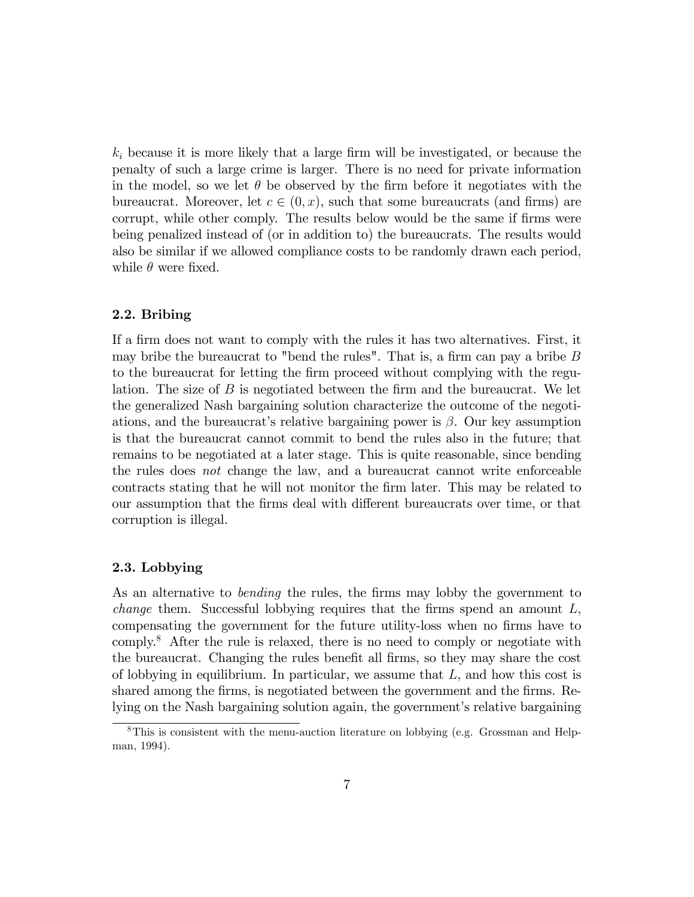$k_i$ because it is more likely that a large firm will be investigated, or because the penalty of such a large crime is larger. There is no need for private information in the model, so we let $\theta$ be observed by the firm before it negotiates with the bureaucrat. Moreover, let $c \in (0, x)$, such that some bureaucrats (and firms) are corrupt, while other comply. The results below would be the same if firms were being penalized instead of (or in addition to) the bureaucrats. The results would also be similar if we allowed compliance costs to be randomly drawn each period, while $\theta$ were fixed.

### 2.2. Bribing

If a firm does not want to comply with the rules it has two alternatives. First, it may bribe the bureaucrat to "bend the rules". That is, a firm can pay a bribe $B$ to the bureaucrat for letting the firm proceed without complying with the regulation. The size of $B$ is negotiated between the firm and the bureaucrat. We let the generalized Nash bargaining solution characterize the outcome of the negotiations, and the bureaucrat's relative bargaining power is $\beta$. Our key assumption is that the bureaucrat cannot commit to bend the rules also in the future; that remains to be negotiated at a later stage. This is quite reasonable, since bending the rules does *not* change the law, and a bureaucrat cannot write enforceable contracts stating that he will not monitor the firm later. This may be related to our assumption that the firms deal with different bureaucrats over time, or that corruption is illegal.

### 2.3. Lobbying

As an alternative to *bending* the rules, the firms may lobby the government to *change* them. Successful lobbying requires that the firms spend an amount $L$, compensating the government for the future utility-loss when no firms have to comply.[8] After the rule is relaxed, there is no need to comply or negotiate with the bureaucrat. Changing the rules benefit all firms, so they may share the cost of lobbying in equilibrium. In particular, we assume that $L$, and how this cost is shared among the firms, is negotiated between the government and the firms. Relying on the Nash bargaining solution again, the government's relative bargaining

[8] This is consistent with the menu-auction literature on lobbying (e.g. Grossman and Helpman, 1994).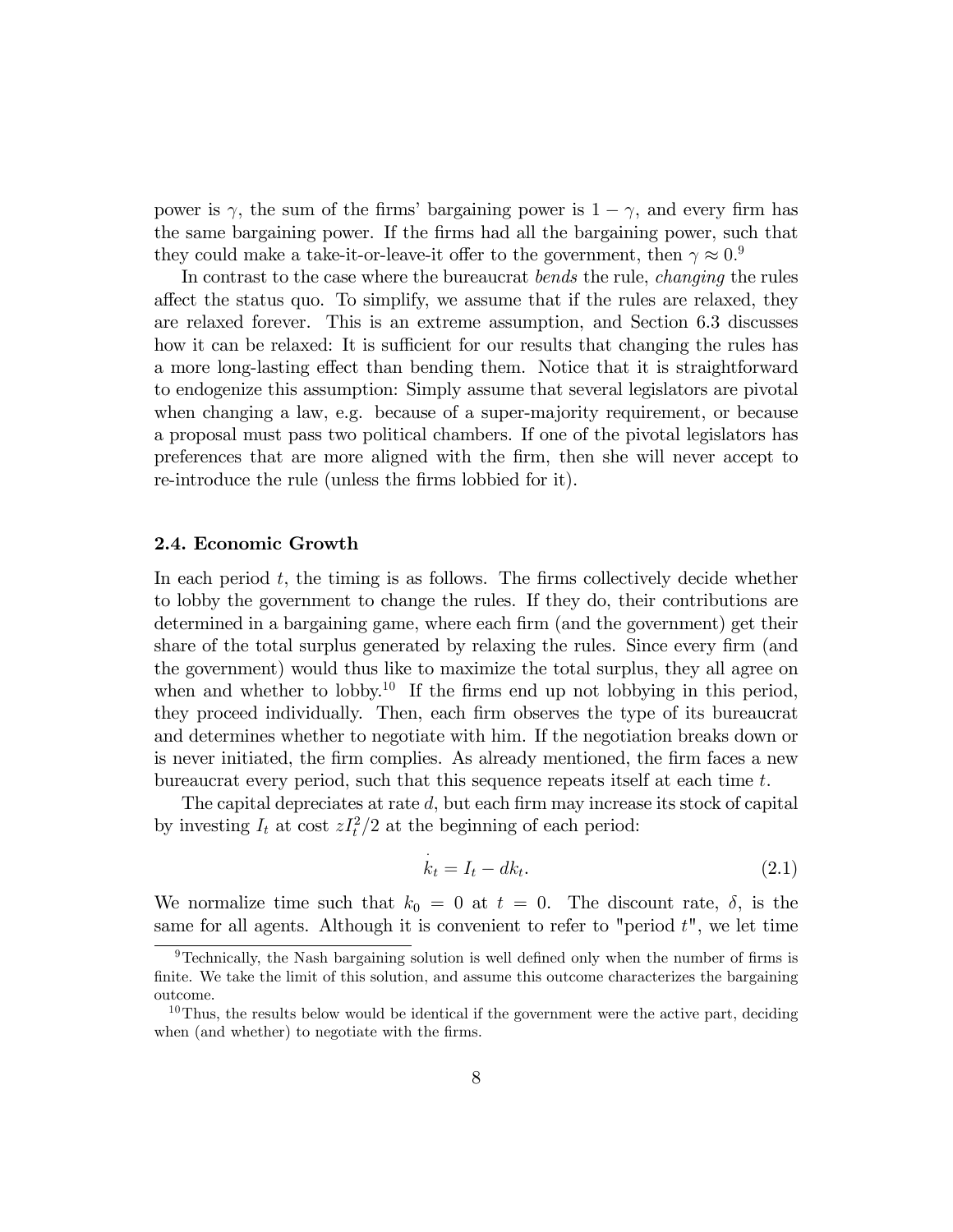power is $\gamma$, the sum of the firms' bargaining power is $1 - \gamma$, and every firm has the same bargaining power. If the firms had all the bargaining power, such that they could make a take-it-or-leave-it offer to the government, then $\gamma \approx 0$.[9]

In contrast to the case where the bureaucrat *bends* the rule, *changing* the rules affect the status quo. To simplify, we assume that if the rules are relaxed, they are relaxed forever. This is an extreme assumption, and Section 6.3 discusses how it can be relaxed: It is sufficient for our results that changing the rules has a more long-lasting effect than bending them. Notice that it is straightforward to endogenize this assumption: Simply assume that several legislators are pivotal when changing a law, e.g. because of a super-majority requirement, or because a proposal must pass two political chambers. If one of the pivotal legislators has preferences that are more aligned with the firm, then she will never accept to re-introduce the rule (unless the firms lobbied for it).

### 2.4. Economic Growth

In each period $t$, the timing is as follows. The firms collectively decide whether to lobby the government to change the rules. If they do, their contributions are determined in a bargaining game, where each firm (and the government) get their share of the total surplus generated by relaxing the rules. Since every firm (and the government) would thus like to maximize the total surplus, they all agree on when and whether to lobby.[10] If the firms end up not lobbying in this period, they proceed individually. Then, each firm observes the type of its bureaucrat and determines whether to negotiate with him. If the negotiation breaks down or is never initiated, the firm complies. As already mentioned, the firm faces a new bureaucrat every period, such that this sequence repeats itself at each time $t$.

The capital depreciates at rate $d$, but each firm may increase its stock of capital by investing $I_t$ at cost $zI_t^2/2$ at the beginning of each period:

$$\dot{k}_t = I_t - dk_t. \tag{2.1}$$

We normalize time such that $k_0 = 0$ at $t = 0$. The discount rate, $\delta$, is the same for all agents. Although it is convenient to refer to "period $t$", we let time

[9] Technically, the Nash bargaining solution is well defined only when the number of firms is finite. We take the limit of this solution, and assume this outcome characterizes the bargaining outcome.

[10] Thus, the results below would be identical if the government were the active part, deciding when (and whether) to negotiate with the firms.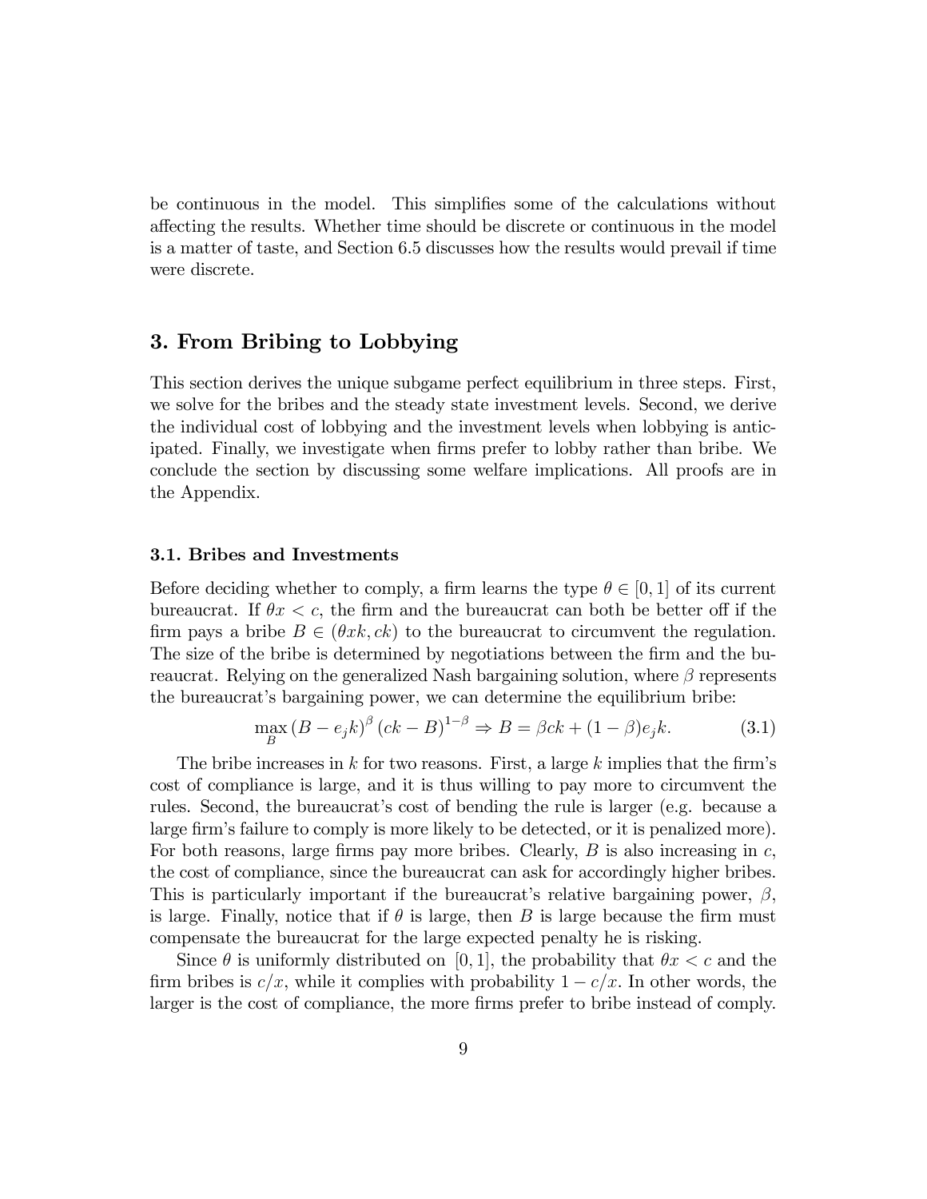be continuous in the model. This simplifies some of the calculations without affecting the results. Whether time should be discrete or continuous in the model is a matter of taste, and Section 6.5 discusses how the results would prevail if time were discrete.

## 3. From Bribing to Lobbying

This section derives the unique subgame perfect equilibrium in three steps. First, we solve for the bribes and the steady state investment levels. Second, we derive the individual cost of lobbying and the investment levels when lobbying is anticipated. Finally, we investigate when firms prefer to lobby rather than bribe. We conclude the section by discussing some welfare implications. All proofs are in the Appendix.

### 3.1. Bribes and Investments

Before deciding whether to comply, a firm learns the type $\theta \in [0,1]$ of its current bureaucrat. If $\theta x < c$, the firm and the bureaucrat can both be better off if the firm pays a bribe $B \in (\theta x k, ck)$ to the bureaucrat to circumvent the regulation. The size of the bribe is determined by negotiations between the firm and the bureaucrat. Relying on the generalized Nash bargaining solution, where $\beta$ represents the bureaucrat's bargaining power, we can determine the equilibrium bribe:

$$\max_B (B - e_j k)^\beta (ck - B)^{1-\beta} \Rightarrow B = \beta ck + (1-\beta) e_j k. \tag{3.1}$$

The bribe increases in $k$ for two reasons. First, a large $k$ implies that the firm's cost of compliance is large, and it is thus willing to pay more to circumvent the rules. Second, the bureaucrat's cost of bending the rule is larger (e.g. because a large firm's failure to comply is more likely to be detected, or it is penalized more). For both reasons, large firms pay more bribes. Clearly, $B$ is also increasing in $c$, the cost of compliance, since the bureaucrat can ask for accordingly higher bribes. This is particularly important if the bureaucrat's relative bargaining power, $\beta$, is large. Finally, notice that if $\theta$ is large, then $B$ is large because the firm must compensate the bureaucrat for the large expected penalty he is risking.

Since $\theta$ is uniformly distributed on $[0,1]$, the probability that $\theta x < c$ and the firm bribes is $c/x$, while it complies with probability $1 - c/x$. In other words, the larger is the cost of compliance, the more firms prefer to bribe instead of comply.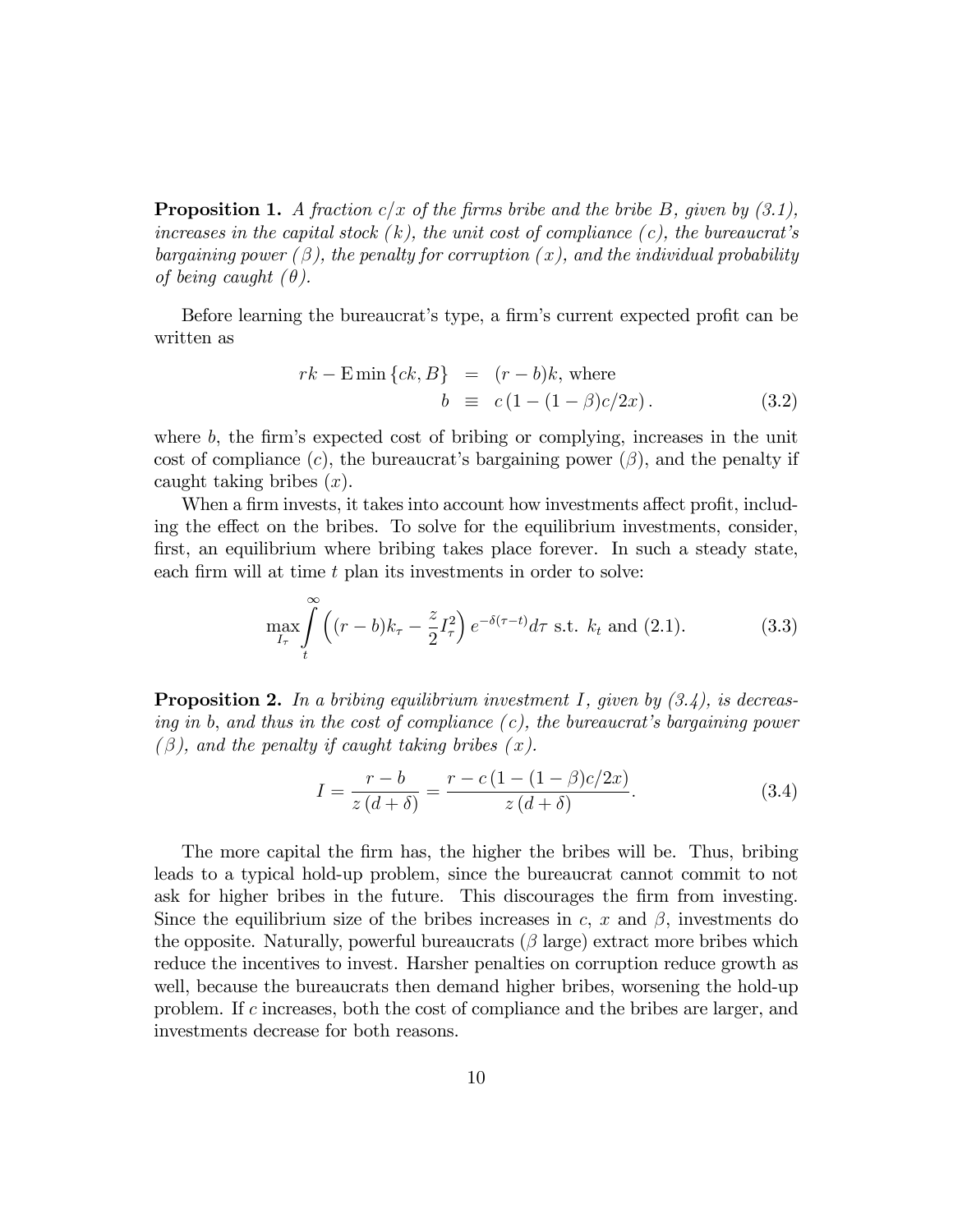**Proposition 1.** *A fraction $c/x$ of the firms bribe and the bribe $B$, given by (3.1), increases in the capital stock ($k$), the unit cost of compliance ($c$), the bureaucrat's bargaining power ($\beta$), the penalty for corruption ($x$), and the individual probability of being caught ($\theta$).*

Before learning the bureaucrat's type, a firm's current expected profit can be written as

$$\begin{aligned} rk - \mathrm{E}\min\{ck, B\} &= (r-b)k, \text{ where} \\ b &\equiv c\left(1-(1-\beta)c/2x\right). \end{aligned} \tag{3.2}$$

where $b$, the firm's expected cost of bribing or complying, increases in the unit cost of compliance ($c$), the bureaucrat's bargaining power ($\beta$), and the penalty if caught taking bribes ($x$).

When a firm invests, it takes into account how investments affect profit, including the effect on the bribes. To solve for the equilibrium investments, consider, first, an equilibrium where bribing takes place forever. In such a steady state, each firm will at time $t$ plan its investments in order to solve:

$$\max_{I_\tau} \int_t^\infty \left((r-b)k_\tau - \frac{z}{2}I_\tau^2\right) e^{-\delta(\tau-t)} d\tau \text{ s.t. } k_t \text{ and (2.1).} \tag{3.3}$$

**Proposition 2.** *In a bribing equilibrium investment $I$, given by (3.4), is decreasing in $b$, and thus in the cost of compliance ($c$), the bureaucrat's bargaining power ($\beta$), and the penalty if caught taking bribes ($x$).*

$$I = \frac{r-b}{z\,(d+\delta)} = \frac{r-c\left(1-(1-\beta)c/2x\right)}{z\,(d+\delta)}. \tag{3.4}$$

The more capital the firm has, the higher the bribes will be. Thus, bribing leads to a typical hold-up problem, since the bureaucrat cannot commit to not ask for higher bribes in the future. This discourages the firm from investing. Since the equilibrium size of the bribes increases in $c$, $x$ and $\beta$, investments do the opposite. Naturally, powerful bureaucrats ($\beta$ large) extract more bribes which reduce the incentives to invest. Harsher penalties on corruption reduce growth as well, because the bureaucrats then demand higher bribes, worsening the hold-up problem. If $c$ increases, both the cost of compliance and the bribes are larger, and investments decrease for both reasons.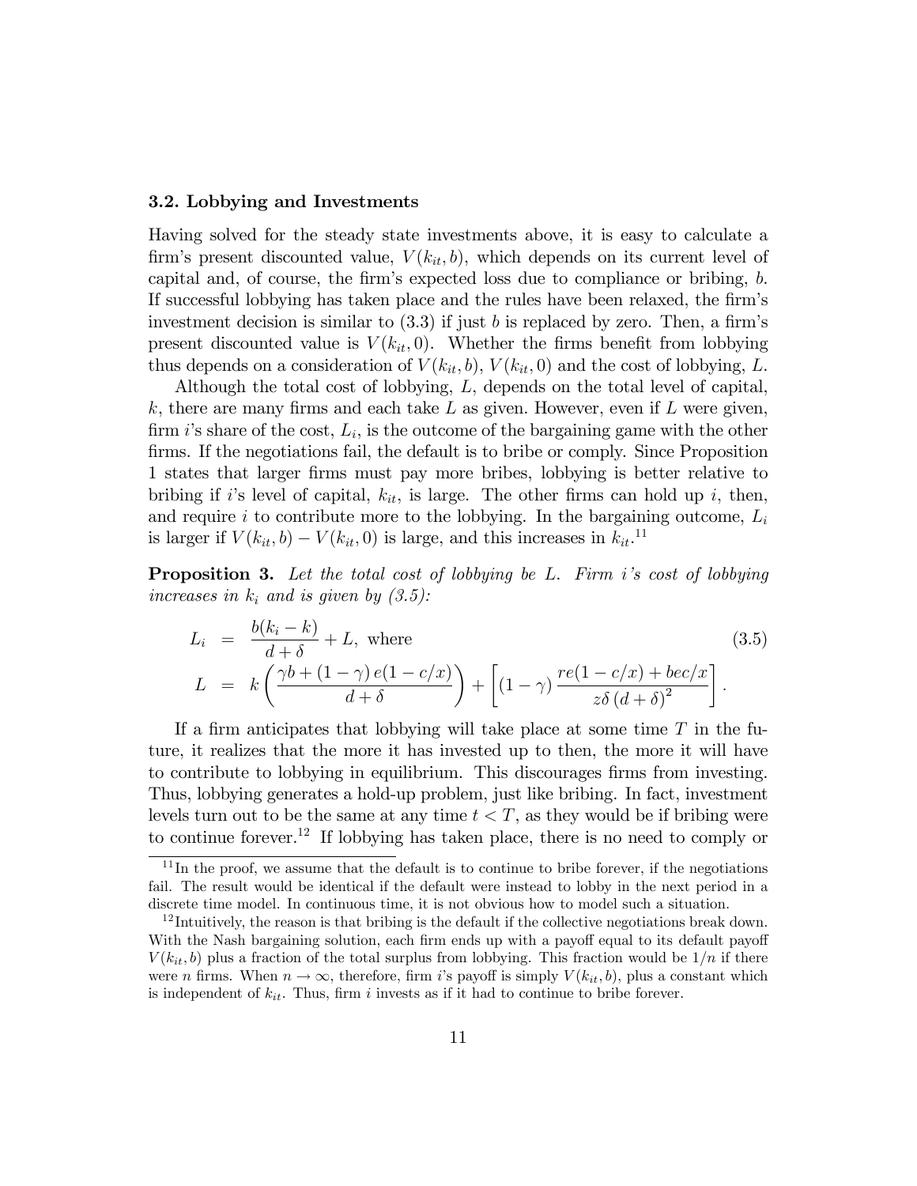### 3.2. Lobbying and Investments

Having solved for the steady state investments above, it is easy to calculate a firm's present discounted value, $V(k_{it}, b)$, which depends on its current level of capital and, of course, the firm's expected loss due to compliance or bribing, $b$. If successful lobbying has taken place and the rules have been relaxed, the firm's investment decision is similar to (3.3) if just $b$ is replaced by zero. Then, a firm's present discounted value is $V(k_{it}, 0)$. Whether the firms benefit from lobbying thus depends on a consideration of $V(k_{it}, b)$, $V(k_{it}, 0)$ and the cost of lobbying, $L$.

Although the total cost of lobbying, $L$, depends on the total level of capital, $k$, there are many firms and each take $L$ as given. However, even if $L$ were given, firm $i$'s share of the cost, $L_i$, is the outcome of the bargaining game with the other firms. If the negotiations fail, the default is to bribe or comply. Since Proposition 1 states that larger firms must pay more bribes, lobbying is better relative to bribing if $i$'s level of capital, $k_{it}$, is large. The other firms can hold up $i$, then, and require $i$ to contribute more to the lobbying. In the bargaining outcome, $L_i$ is larger if $V(k_{it}, b) - V(k_{it}, 0)$ is large, and this increases in $k_{it}$.[11]

**Proposition 3.** *Let the total cost of lobbying be $L$. Firm $i$'s cost of lobbying increases in $k_i$ and is given by (3.5):*

$$
\begin{aligned}
L_i &= \frac{b(k_i - k)}{d + \delta} + L, \text{ where} \\
L &= k\left(\frac{\gamma b + (1-\gamma)\, e(1 - c/x)}{d+\delta}\right) + \left[(1-\gamma)\,\frac{re(1-c/x) + bec/x}{z\delta\,(d+\delta)^2}\right].
\end{aligned}
\tag{3.5}
$$

If a firm anticipates that lobbying will take place at some time $T$ in the future, it realizes that the more it has invested up to then, the more it will have to contribute to lobbying in equilibrium. This discourages firms from investing. Thus, lobbying generates a hold-up problem, just like bribing. In fact, investment levels turn out to be the same at any time $t < T$, as they would be if bribing were to continue forever.[12] If lobbying has taken place, there is no need to comply or

[11] In the proof, we assume that the default is to continue to bribe forever, if the negotiations fail. The result would be identical if the default were instead to lobby in the next period in a discrete time model. In continuous time, it is not obvious how to model such a situation.

[12] Intuitively, the reason is that bribing is the default if the collective negotiations break down. With the Nash bargaining solution, each firm ends up with a payoff equal to its default payoff $V(k_{it}, b)$ plus a fraction of the total surplus from lobbying. This fraction would be $1/n$ if there were $n$ firms. When $n \to \infty$, therefore, firm $i$'s payoff is simply $V(k_{it}, b)$, plus a constant which is independent of $k_{it}$. Thus, firm $i$ invests as if it had to continue to bribe forever.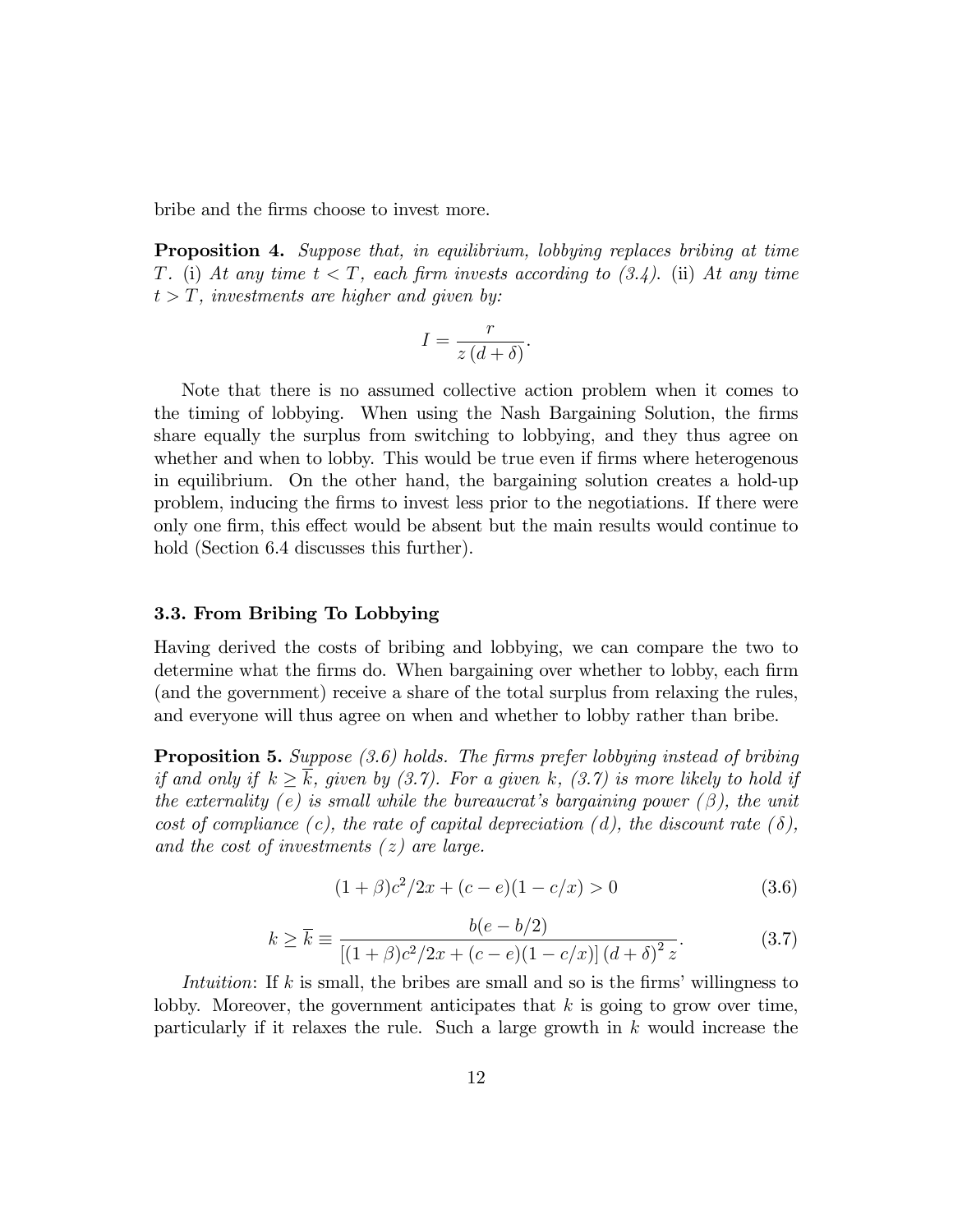bribe and the firms choose to invest more.

**Proposition 4.** *Suppose that, in equilibrium, lobbying replaces bribing at time $T$.* (i) *At any time $t < T$, each firm invests according to (3.4).* (ii) *At any time $t > T$, investments are higher and given by:*

$$I = \frac{r}{z(d+\delta)}.$$

Note that there is no assumed collective action problem when it comes to the timing of lobbying. When using the Nash Bargaining Solution, the firms share equally the surplus from switching to lobbying, and they thus agree on whether and when to lobby. This would be true even if firms where heterogenous in equilibrium. On the other hand, the bargaining solution creates a hold-up problem, inducing the firms to invest less prior to the negotiations. If there were only one firm, this effect would be absent but the main results would continue to hold (Section 6.4 discusses this further).

### 3.3. From Bribing To Lobbying

Having derived the costs of bribing and lobbying, we can compare the two to determine what the firms do. When bargaining over whether to lobby, each firm (and the government) receive a share of the total surplus from relaxing the rules, and everyone will thus agree on when and whether to lobby rather than bribe.

**Proposition 5.** *Suppose (3.6) holds. The firms prefer lobbying instead of bribing if and only if $k \geq \overline{k}$, given by (3.7). For a given $k$, (3.7) is more likely to hold if the externality ($e$) is small while the bureaucrat's bargaining power ($\beta$), the unit cost of compliance ($c$), the rate of capital depreciation ($d$), the discount rate ($\delta$), and the cost of investments ($z$) are large.*

$$(1+\beta)c^2/2x + (c-e)(1-c/x) > 0 \tag{3.6}$$

$$k \geq \overline{k} \equiv \frac{b(e-b/2)}{\left[(1+\beta)c^2/2x + (c-e)(1-c/x)\right](d+\delta)^2 z}. \tag{3.7}$$

*Intuition*: If $k$ is small, the bribes are small and so is the firms' willingness to lobby. Moreover, the government anticipates that $k$ is going to grow over time, particularly if it relaxes the rule. Such a large growth in $k$ would increase the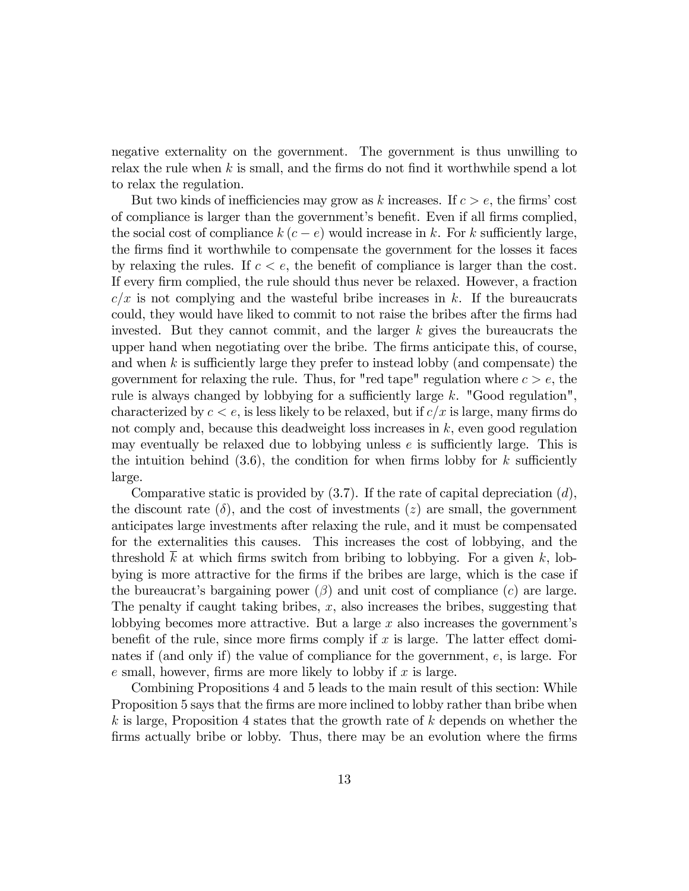negative externality on the government. The government is thus unwilling to relax the rule when $k$ is small, and the firms do not find it worthwhile spend a lot to relax the regulation.

But two kinds of inefficiencies may grow as $k$ increases. If $c > e$, the firms' cost of compliance is larger than the government's benefit. Even if all firms complied, the social cost of compliance $k(c - e)$ would increase in $k$. For $k$ sufficiently large, the firms find it worthwhile to compensate the government for the losses it faces by relaxing the rules. If $c < e$, the benefit of compliance is larger than the cost. If every firm complied, the rule should thus never be relaxed. However, a fraction $c/x$ is not complying and the wasteful bribe increases in $k$. If the bureaucrats could, they would have liked to commit to not raise the bribes after the firms had invested. But they cannot commit, and the larger $k$ gives the bureaucrats the upper hand when negotiating over the bribe. The firms anticipate this, of course, and when $k$ is sufficiently large they prefer to instead lobby (and compensate) the government for relaxing the rule. Thus, for "red tape" regulation where $c > e$, the rule is always changed by lobbying for a sufficiently large $k$. "Good regulation", characterized by $c < e$, is less likely to be relaxed, but if $c/x$ is large, many firms do not comply and, because this deadweight loss increases in $k$, even good regulation may eventually be relaxed due to lobbying unless $e$ is sufficiently large. This is the intuition behind (3.6), the condition for when firms lobby for $k$ sufficiently large.

Comparative static is provided by (3.7). If the rate of capital depreciation ($d$), the discount rate ($\delta$), and the cost of investments ($z$) are small, the government anticipates large investments after relaxing the rule, and it must be compensated for the externalities this causes. This increases the cost of lobbying, and the threshold $\overline{k}$ at which firms switch from bribing to lobbying. For a given $k$, lobbying is more attractive for the firms if the bribes are large, which is the case if the bureaucrat's bargaining power ($\beta$) and unit cost of compliance ($c$) are large. The penalty if caught taking bribes, $x$, also increases the bribes, suggesting that lobbying becomes more attractive. But a large $x$ also increases the government's benefit of the rule, since more firms comply if $x$ is large. The latter effect dominates if (and only if) the value of compliance for the government, $e$, is large. For $e$ small, however, firms are more likely to lobby if $x$ is large.

Combining Propositions 4 and 5 leads to the main result of this section: While Proposition 5 says that the firms are more inclined to lobby rather than bribe when $k$ is large, Proposition 4 states that the growth rate of $k$ depends on whether the firms actually bribe or lobby. Thus, there may be an evolution where the firms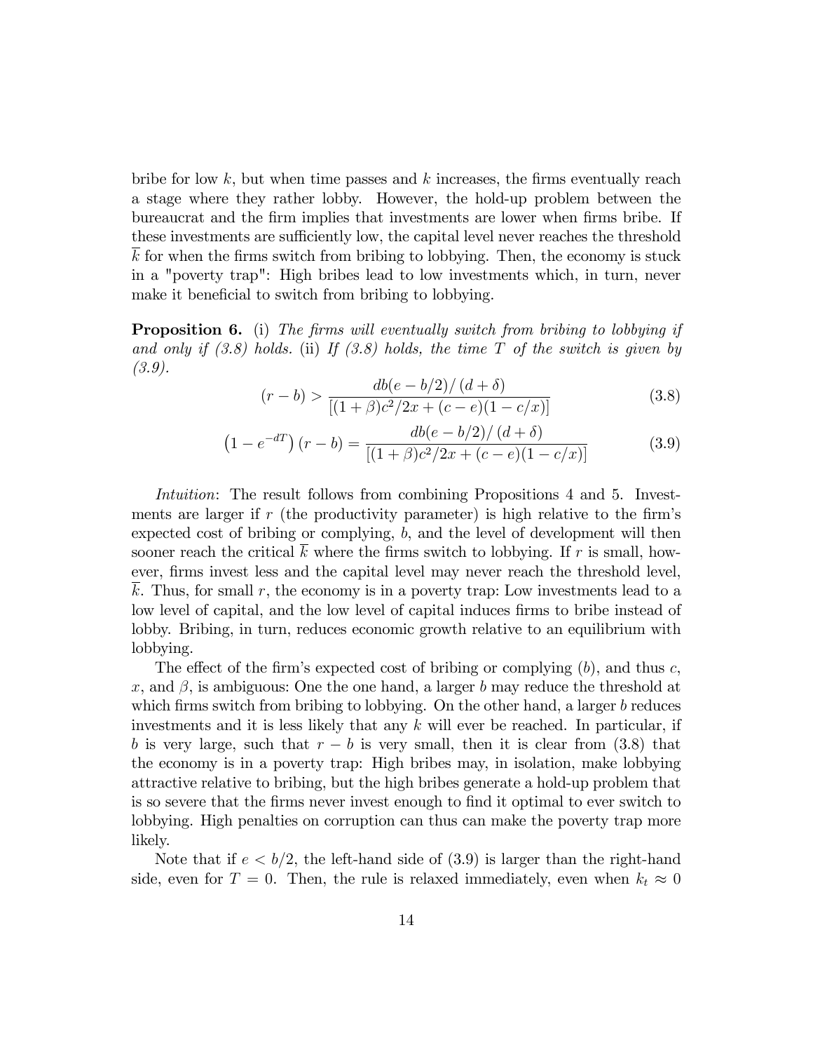bribe for low $k$, but when time passes and $k$ increases, the firms eventually reach a stage where they rather lobby. However, the hold-up problem between the bureaucrat and the firm implies that investments are lower when firms bribe. If these investments are sufficiently low, the capital level never reaches the threshold $\overline{k}$ for when the firms switch from bribing to lobbying. Then, the economy is stuck in a "poverty trap": High bribes lead to low investments which, in turn, never make it beneficial to switch from bribing to lobbying.

**Proposition 6.** (i) *The firms will eventually switch from bribing to lobbying if and only if (3.8) holds.* (ii) *If (3.8) holds, the time $T$ of the switch is given by (3.9).*

$$(r-b) > \frac{db(e-b/2)/\left(d+\delta\right)}{\left[(1+\beta)c^2/2x + (c-e)(1-c/x)\right]} \tag{3.8}$$

$$\left(1-e^{-dT}\right)(r-b) = \frac{db(e-b/2)/\left(d+\delta\right)}{\left[(1+\beta)c^2/2x + (c-e)(1-c/x)\right]} \tag{3.9}$$

*Intuition*: The result follows from combining Propositions 4 and 5. Investments are larger if $r$ (the productivity parameter) is high relative to the firm's expected cost of bribing or complying, $b$, and the level of development will then sooner reach the critical $\overline{k}$ where the firms switch to lobbying. If $r$ is small, however, firms invest less and the capital level may never reach the threshold level, $\overline{k}$. Thus, for small $r$, the economy is in a poverty trap: Low investments lead to a low level of capital, and the low level of capital induces firms to bribe instead of lobby. Bribing, in turn, reduces economic growth relative to an equilibrium with lobbying.

The effect of the firm's expected cost of bribing or complying ($b$), and thus $c$, $x$, and $\beta$, is ambiguous: One the one hand, a larger $b$ may reduce the threshold at which firms switch from bribing to lobbying. On the other hand, a larger $b$ reduces investments and it is less likely that any $k$ will ever be reached. In particular, if $b$ is very large, such that $r-b$ is very small, then it is clear from (3.8) that the economy is in a poverty trap: High bribes may, in isolation, make lobbying attractive relative to bribing, but the high bribes generate a hold-up problem that is so severe that the firms never invest enough to find it optimal to ever switch to lobbying. High penalties on corruption can thus can make the poverty trap more likely.

Note that if $e < b/2$, the left-hand side of (3.9) is larger than the right-hand side, even for $T = 0$. Then, the rule is relaxed immediately, even when $k_t \approx 0$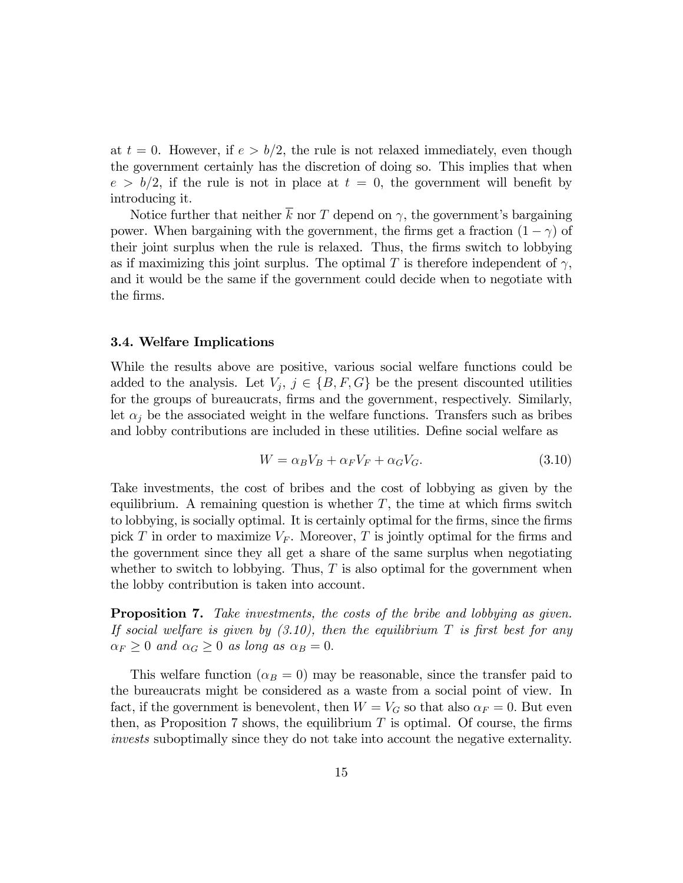at $t = 0$. However, if $e > b/2$, the rule is not relaxed immediately, even though the government certainly has the discretion of doing so. This implies that when $e > b/2$, if the rule is not in place at $t = 0$, the government will benefit by introducing it.

Notice further that neither $\overline{k}$ nor $T$ depend on $\gamma$, the government's bargaining power. When bargaining with the government, the firms get a fraction $(1 - \gamma)$ of their joint surplus when the rule is relaxed. Thus, the firms switch to lobbying as if maximizing this joint surplus. The optimal $T$ is therefore independent of $\gamma$, and it would be the same if the government could decide when to negotiate with the firms.

### 3.4. Welfare Implications

While the results above are positive, various social welfare functions could be added to the analysis. Let $V_j$, $j \in \{B, F, G\}$ be the present discounted utilities for the groups of bureaucrats, firms and the government, respectively. Similarly, let $\alpha_j$ be the associated weight in the welfare functions. Transfers such as bribes and lobby contributions are included in these utilities. Define social welfare as

$$W = \alpha_B V_B + \alpha_F V_F + \alpha_G V_G. \tag{3.10}$$

Take investments, the cost of bribes and the cost of lobbying as given by the equilibrium. A remaining question is whether $T$, the time at which firms switch to lobbying, is socially optimal. It is certainly optimal for the firms, since the firms pick $T$ in order to maximize $V_F$. Moreover, $T$ is jointly optimal for the firms and the government since they all get a share of the same surplus when negotiating whether to switch to lobbying. Thus, $T$ is also optimal for the government when the lobby contribution is taken into account.

**Proposition 7.** *Take investments, the costs of the bribe and lobbying as given. If social welfare is given by (3.10), then the equilibrium $T$ is first best for any $\alpha_F \geq 0$ and $\alpha_G \geq 0$ as long as $\alpha_B = 0$.*

This welfare function ($\alpha_B = 0$) may be reasonable, since the transfer paid to the bureaucrats might be considered as a waste from a social point of view. In fact, if the government is benevolent, then $W = V_G$ so that also $\alpha_F = 0$. But even then, as Proposition 7 shows, the equilibrium $T$ is optimal. Of course, the firms *invests* suboptimally since they do not take into account the negative externality.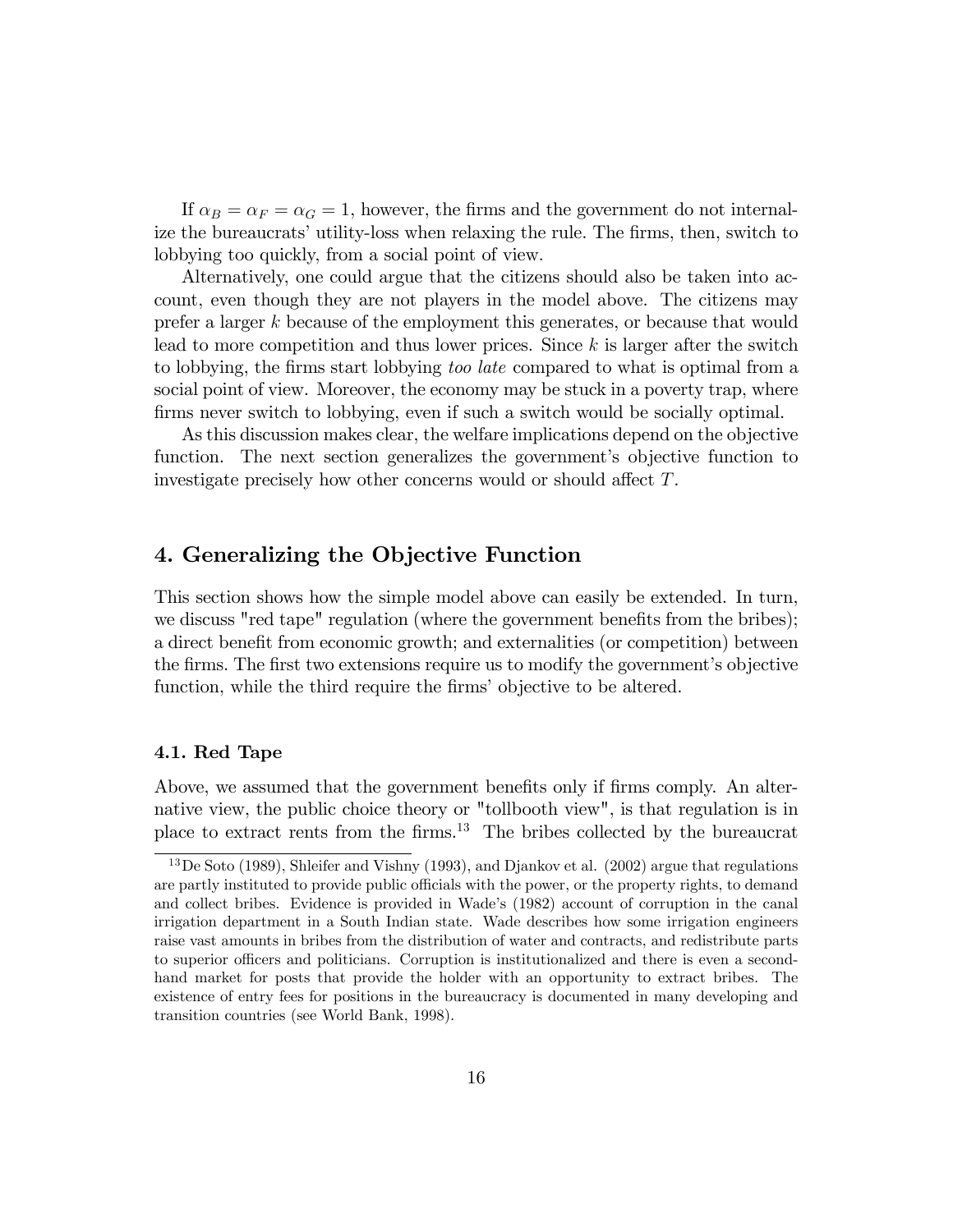If $\alpha_B = \alpha_F = \alpha_G = 1$, however, the firms and the government do not internalize the bureaucrats' utility-loss when relaxing the rule. The firms, then, switch to lobbying too quickly, from a social point of view.

Alternatively, one could argue that the citizens should also be taken into account, even though they are not players in the model above. The citizens may prefer a larger $k$ because of the employment this generates, or because that would lead to more competition and thus lower prices. Since $k$ is larger after the switch to lobbying, the firms start lobbying *too late* compared to what is optimal from a social point of view. Moreover, the economy may be stuck in a poverty trap, where firms never switch to lobbying, even if such a switch would be socially optimal.

As this discussion makes clear, the welfare implications depend on the objective function. The next section generalizes the government's objective function to investigate precisely how other concerns would or should affect $T$.

## 4. Generalizing the Objective Function

This section shows how the simple model above can easily be extended. In turn, we discuss "red tape" regulation (where the government benefits from the bribes); a direct benefit from economic growth; and externalities (or competition) between the firms. The first two extensions require us to modify the government's objective function, while the third require the firms' objective to be altered.

### 4.1. Red Tape

Above, we assumed that the government benefits only if firms comply. An alternative view, the public choice theory or "tollbooth view", is that regulation is in place to extract rents from the firms.[13] The bribes collected by the bureaucrat

[13] De Soto (1989), Shleifer and Vishny (1993), and Djankov et al. (2002) argue that regulations are partly instituted to provide public officials with the power, or the property rights, to demand and collect bribes. Evidence is provided in Wade's (1982) account of corruption in the canal irrigation department in a South Indian state. Wade describes how some irrigation engineers raise vast amounts in bribes from the distribution of water and contracts, and redistribute parts to superior officers and politicians. Corruption is institutionalized and there is even a second-hand market for posts that provide the holder with an opportunity to extract bribes. The existence of entry fees for positions in the bureaucracy is documented in many developing and transition countries (see World Bank, 1998).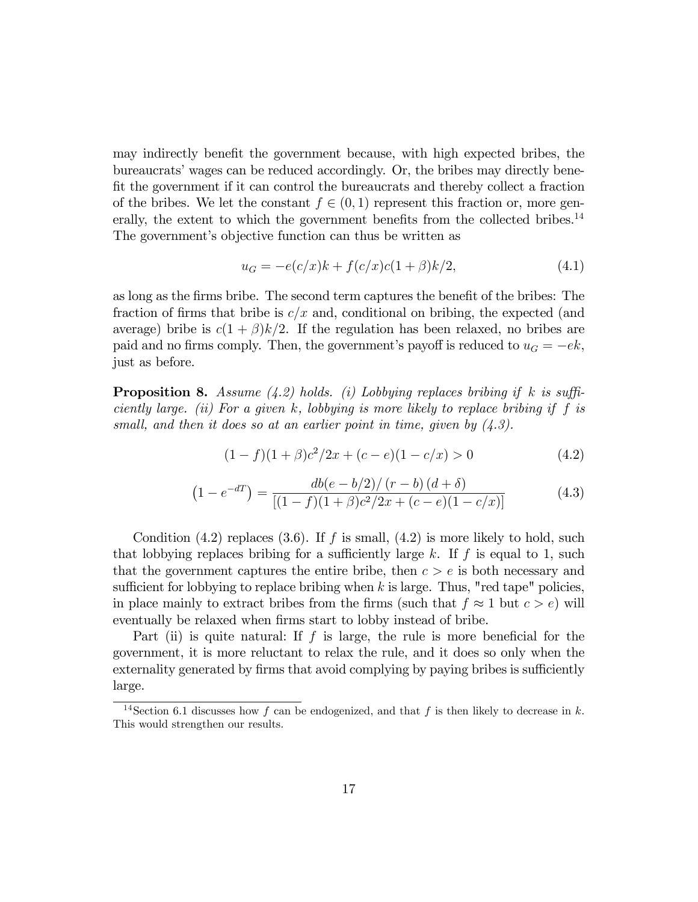may indirectly benefit the government because, with high expected bribes, the bureaucrats' wages can be reduced accordingly. Or, the bribes may directly benefit the government if it can control the bureaucrats and thereby collect a fraction of the bribes. We let the constant $f \in (0, 1)$ represent this fraction or, more generally, the extent to which the government benefits from the collected bribes.[14] The government's objective function can thus be written as

$$u_G = -e(c/x)k + f(c/x)c(1+\beta)k/2, \tag{4.1}$$

as long as the firms bribe. The second term captures the benefit of the bribes: The fraction of firms that bribe is $c/x$ and, conditional on bribing, the expected (and average) bribe is $c(1+\beta)k/2$. If the regulation has been relaxed, no bribes are paid and no firms comply. Then, the government's payoff is reduced to $u_G = -ek$, just as before.

**Proposition 8.** *Assume (4.2) holds. (i) Lobbying replaces bribing if $k$ is sufficiently large. (ii) For a given $k$, lobbying is more likely to replace bribing if $f$ is small, and then it does so at an earlier point in time, given by (4.3).*

$$(1-f)(1+\beta)c^2/2x + (c-e)(1-c/x) > 0 \tag{4.2}$$

$$\left(1 - e^{-dT}\right) = \frac{db(e - b/2)/\left(r - b\right)\left(d + \delta\right)}{\left[(1-f)(1+\beta)c^2/2x + (c-e)(1-c/x)\right]} \tag{4.3}$$

Condition (4.2) replaces (3.6). If $f$ is small, (4.2) is more likely to hold, such that lobbying replaces bribing for a sufficiently large $k$. If $f$ is equal to 1, such that the government captures the entire bribe, then $c > e$ is both necessary and sufficient for lobbying to replace bribing when $k$ is large. Thus, "red tape" policies, in place mainly to extract bribes from the firms (such that $f \approx 1$ but $c > e$) will eventually be relaxed when firms start to lobby instead of bribe.

Part (ii) is quite natural: If $f$ is large, the rule is more beneficial for the government, it is more reluctant to relax the rule, and it does so only when the externality generated by firms that avoid complying by paying bribes is sufficiently large.

[14] Section 6.1 discusses how $f$ can be endogenized, and that $f$ is then likely to decrease in $k$. This would strengthen our results.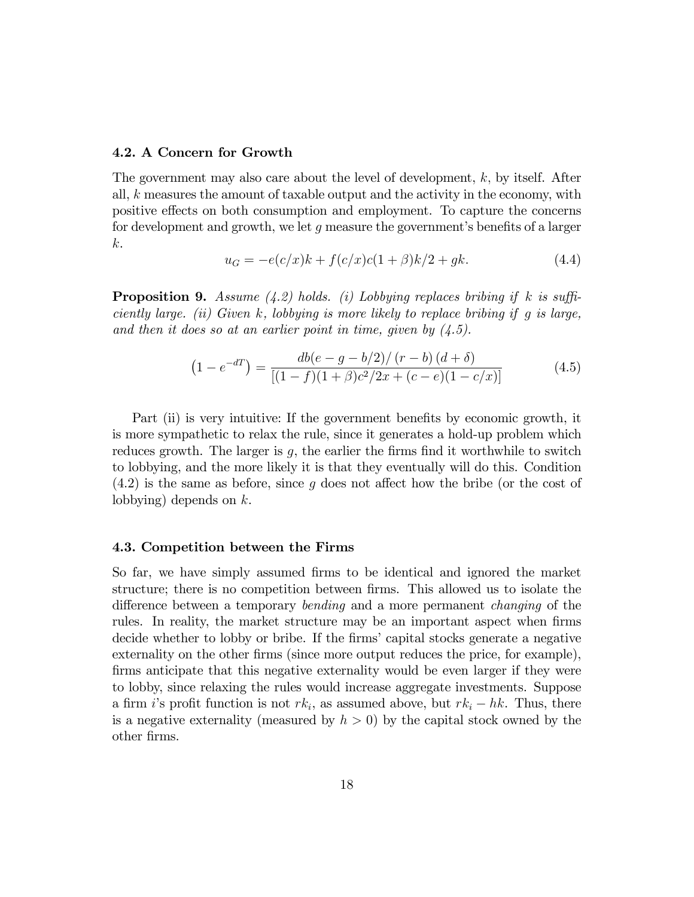### 4.2. A Concern for Growth

The government may also care about the level of development, $k$, by itself. After all, $k$ measures the amount of taxable output and the activity in the economy, with positive effects on both consumption and employment. To capture the concerns for development and growth, we let $g$ measure the government's benefits of a larger $k$.

$$u_G = -e(c/x)k + f(c/x)c(1+\beta)k/2 + gk. \tag{4.4}$$

**Proposition 9.** *Assume (4.2) holds. (i) Lobbying replaces bribing if $k$ is sufficiently large. (ii) Given $k$, lobbying is more likely to replace bribing if $g$ is large, and then it does so at an earlier point in time, given by (4.5).*

$$\left(1 - e^{-dT}\right) = \frac{db(e - g - b/2)/\left(r - b\right)\left(d + \delta\right)}{\left[(1-f)(1+\beta)c^2/2x + (c-e)(1-c/x)\right]} \tag{4.5}$$

Part (ii) is very intuitive: If the government benefits by economic growth, it is more sympathetic to relax the rule, since it generates a hold-up problem which reduces growth. The larger is $g$, the earlier the firms find it worthwhile to switch to lobbying, and the more likely it is that they eventually will do this. Condition (4.2) is the same as before, since $g$ does not affect how the bribe (or the cost of lobbying) depends on $k$.

### 4.3. Competition between the Firms

So far, we have simply assumed firms to be identical and ignored the market structure; there is no competition between firms. This allowed us to isolate the difference between a temporary *bending* and a more permanent *changing* of the rules. In reality, the market structure may be an important aspect when firms decide whether to lobby or bribe. If the firms' capital stocks generate a negative externality on the other firms (since more output reduces the price, for example), firms anticipate that this negative externality would be even larger if they were to lobby, since relaxing the rules would increase aggregate investments. Suppose a firm $i$'s profit function is not $rk_i$, as assumed above, but $rk_i - hk$. Thus, there is a negative externality (measured by $h > 0$) by the capital stock owned by the other firms.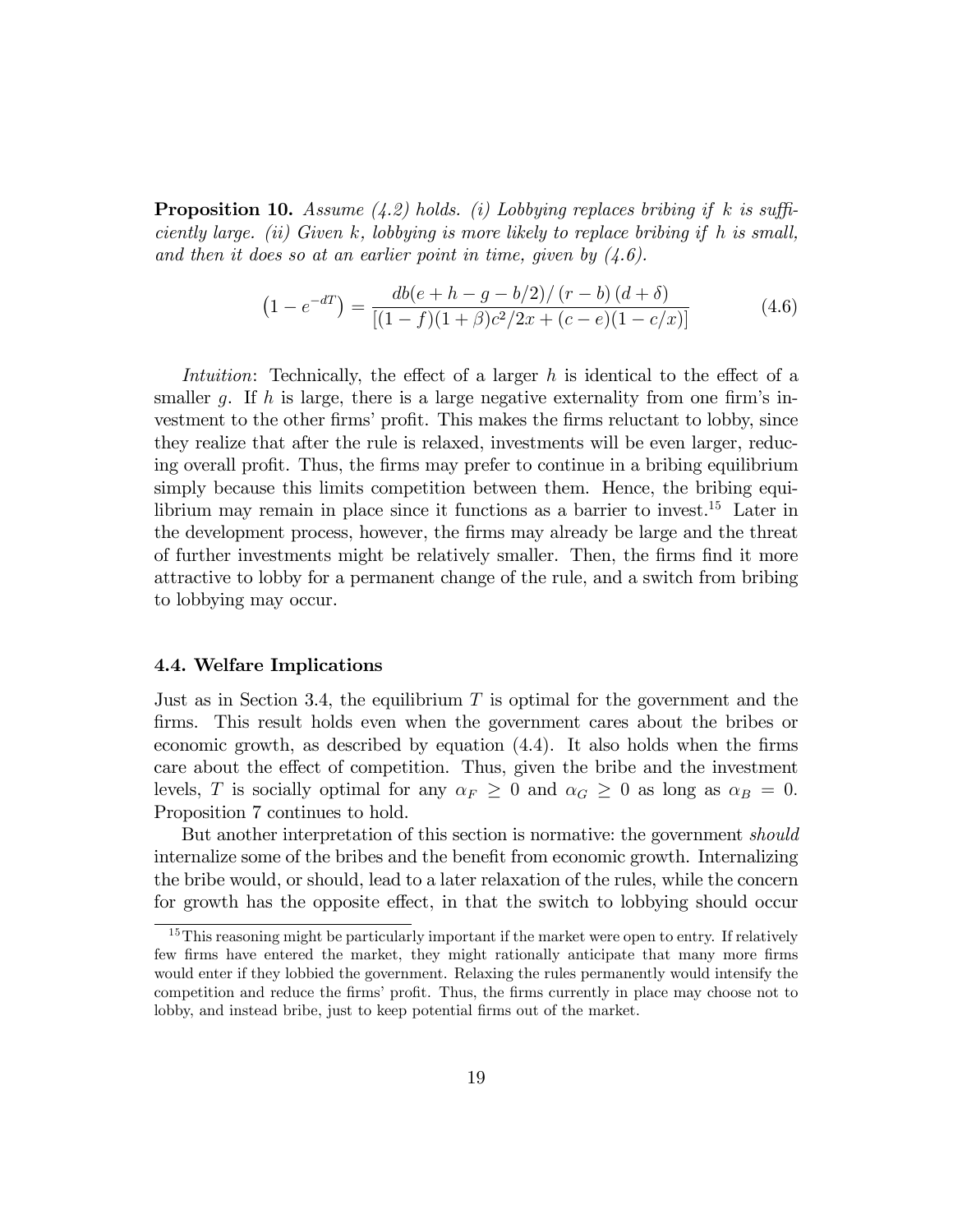**Proposition 10.** *Assume (4.2) holds. (i) Lobbying replaces bribing if $k$ is sufficiently large. (ii) Given $k$, lobbying is more likely to replace bribing if $h$ is small, and then it does so at an earlier point in time, given by (4.6).*

$$\left(1-e^{-dT}\right)=\frac{db(e+h-g-b/2)/\left(r-b\right)\left(d+\delta\right)}{\left[(1-f)(1+\beta)c^{2}/2x+(c-e)(1-c/x)\right]} \tag{4.6}$$

*Intuition*: Technically, the effect of a larger $h$ is identical to the effect of a smaller $g$. If $h$ is large, there is a large negative externality from one firm's investment to the other firms' profit. This makes the firms reluctant to lobby, since they realize that after the rule is relaxed, investments will be even larger, reducing overall profit. Thus, the firms may prefer to continue in a bribing equilibrium simply because this limits competition between them. Hence, the bribing equilibrium may remain in place since it functions as a barrier to invest.[15] Later in the development process, however, the firms may already be large and the threat of further investments might be relatively smaller. Then, the firms find it more attractive to lobby for a permanent change of the rule, and a switch from bribing to lobbying may occur.

### 4.4. Welfare Implications

Just as in Section 3.4, the equilibrium $T$ is optimal for the government and the firms. This result holds even when the government cares about the bribes or economic growth, as described by equation (4.4). It also holds when the firms care about the effect of competition. Thus, given the bribe and the investment levels, $T$ is socially optimal for any $\alpha_F \geq 0$ and $\alpha_G \geq 0$ as long as $\alpha_B = 0$. Proposition 7 continues to hold.

But another interpretation of this section is normative: the government *should* internalize some of the bribes and the benefit from economic growth. Internalizing the bribe would, or should, lead to a later relaxation of the rules, while the concern for growth has the opposite effect, in that the switch to lobbying should occur

[15] This reasoning might be particularly important if the market were open to entry. If relatively few firms have entered the market, they might rationally anticipate that many more firms would enter if they lobbied the government. Relaxing the rules permanently would intensify the competition and reduce the firms' profit. Thus, the firms currently in place may choose not to lobby, and instead bribe, just to keep potential firms out of the market.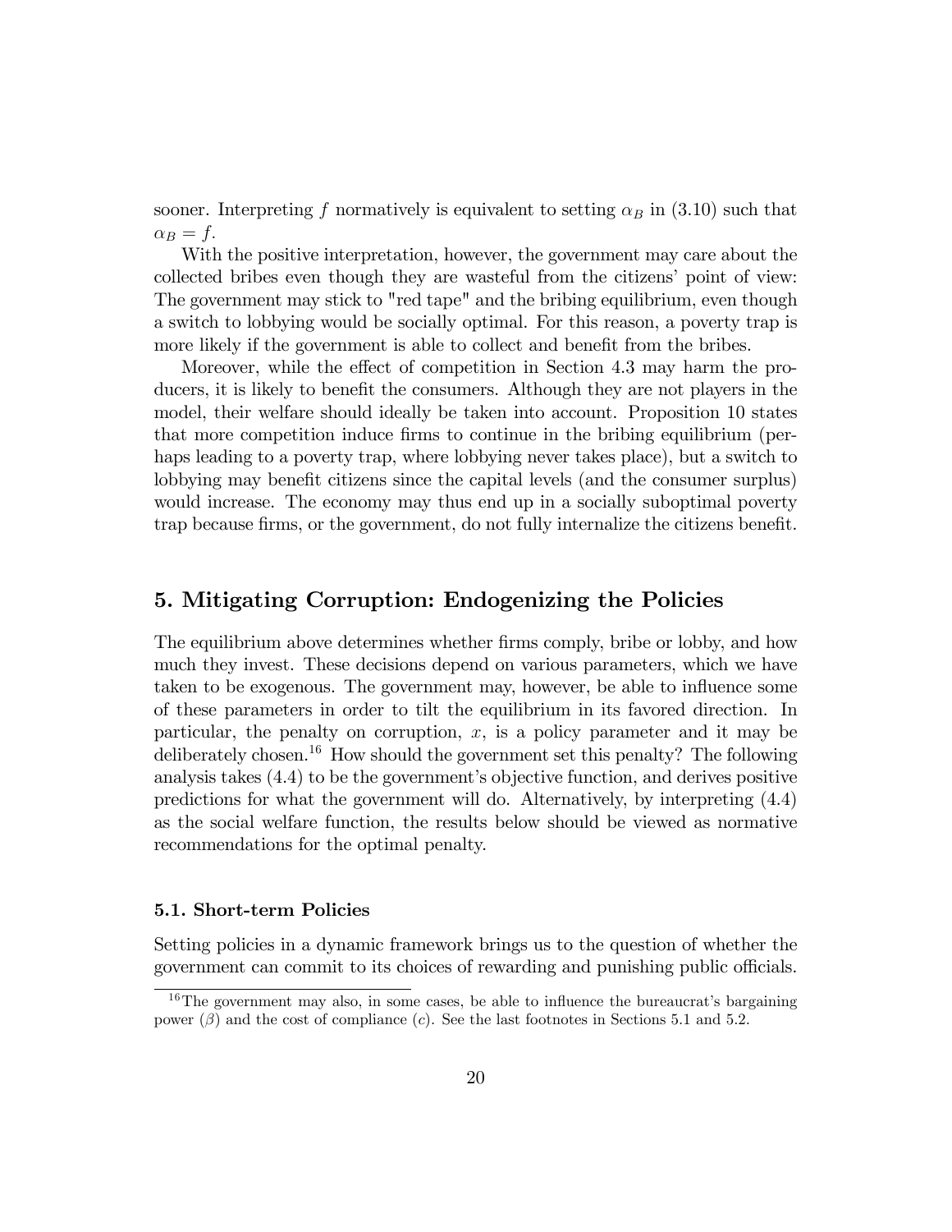sooner. Interpreting $f$ normatively is equivalent to setting $\alpha_B$ in (3.10) such that $\alpha_B = f$.

With the positive interpretation, however, the government may care about the collected bribes even though they are wasteful from the citizens' point of view: The government may stick to "red tape" and the bribing equilibrium, even though a switch to lobbying would be socially optimal. For this reason, a poverty trap is more likely if the government is able to collect and benefit from the bribes.

Moreover, while the effect of competition in Section 4.3 may harm the producers, it is likely to benefit the consumers. Although they are not players in the model, their welfare should ideally be taken into account. Proposition 10 states that more competition induce firms to continue in the bribing equilibrium (perhaps leading to a poverty trap, where lobbying never takes place), but a switch to lobbying may benefit citizens since the capital levels (and the consumer surplus) would increase. The economy may thus end up in a socially suboptimal poverty trap because firms, or the government, do not fully internalize the citizens benefit.

## 5. Mitigating Corruption: Endogenizing the Policies

The equilibrium above determines whether firms comply, bribe or lobby, and how much they invest. These decisions depend on various parameters, which we have taken to be exogenous. The government may, however, be able to influence some of these parameters in order to tilt the equilibrium in its favored direction. In particular, the penalty on corruption, $x$, is a policy parameter and it may be deliberately chosen.[16] How should the government set this penalty? The following analysis takes (4.4) to be the government's objective function, and derives positive predictions for what the government will do. Alternatively, by interpreting (4.4) as the social welfare function, the results below should be viewed as normative recommendations for the optimal penalty.

### 5.1. Short-term Policies

Setting policies in a dynamic framework brings us to the question of whether the government can commit to its choices of rewarding and punishing public officials.

[16] The government may also, in some cases, be able to influence the bureaucrat's bargaining power ($\beta$) and the cost of compliance ($c$). See the last footnotes in Sections 5.1 and 5.2.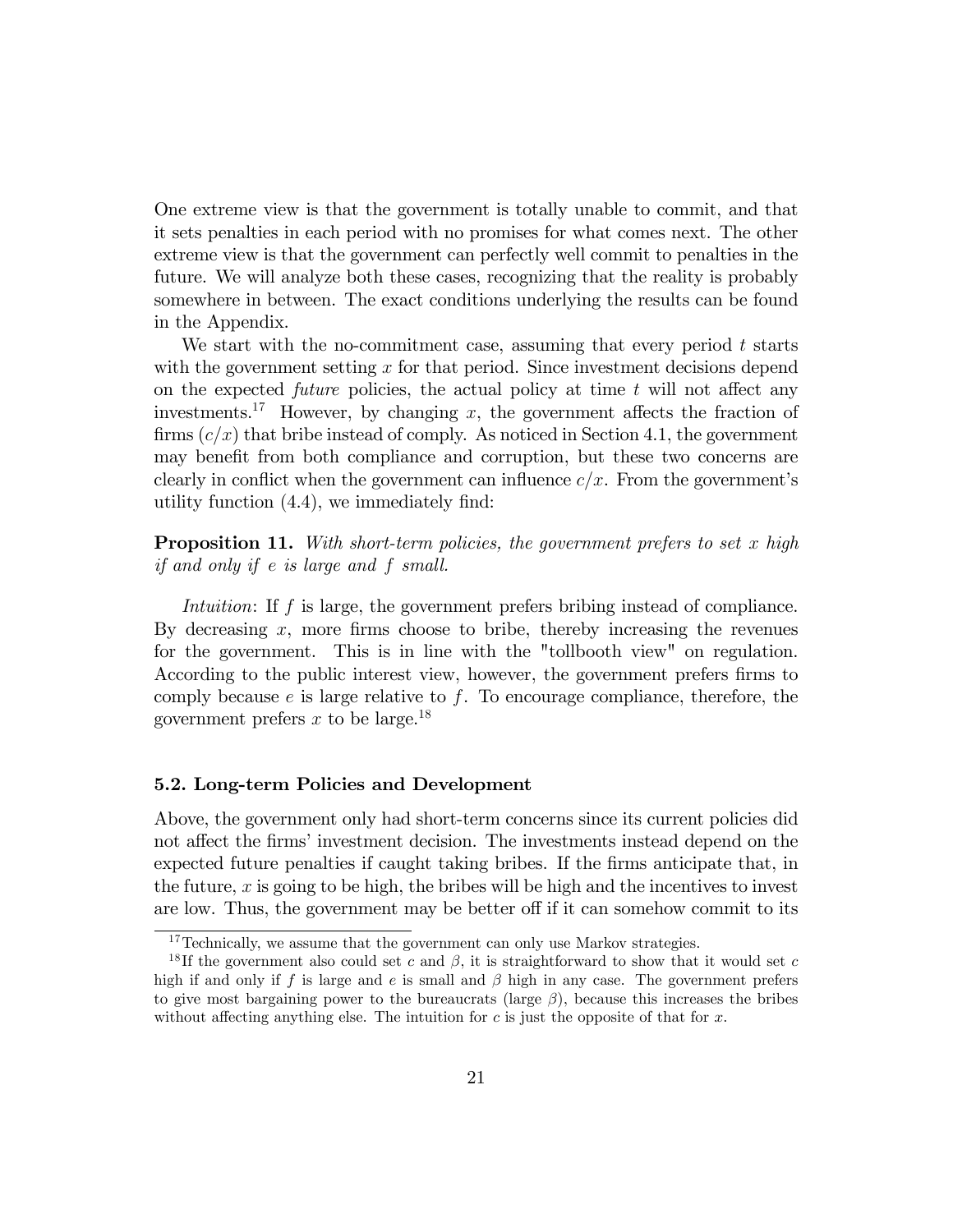One extreme view is that the government is totally unable to commit, and that it sets penalties in each period with no promises for what comes next. The other extreme view is that the government can perfectly well commit to penalties in the future. We will analyze both these cases, recognizing that the reality is probably somewhere in between. The exact conditions underlying the results can be found in the Appendix.

We start with the no-commitment case, assuming that every period $t$ starts with the government setting $x$ for that period. Since investment decisions depend on the expected *future* policies, the actual policy at time $t$ will not affect any investments.[17] However, by changing $x$, the government affects the fraction of firms $(c/x)$ that bribe instead of comply. As noticed in Section 4.1, the government may benefit from both compliance and corruption, but these two concerns are clearly in conflict when the government can influence $c/x$. From the government's utility function (4.4), we immediately find:

**Proposition 11.** *With short-term policies, the government prefers to set $x$ high if and only if $e$ is large and $f$ small.*

*Intuition*: If $f$ is large, the government prefers bribing instead of compliance. By decreasing $x$, more firms choose to bribe, thereby increasing the revenues for the government. This is in line with the "tollbooth view" on regulation. According to the public interest view, however, the government prefers firms to comply because $e$ is large relative to $f$. To encourage compliance, therefore, the government prefers $x$ to be large.[18]

### 5.2. Long-term Policies and Development

Above, the government only had short-term concerns since its current policies did not affect the firms' investment decision. The investments instead depend on the expected future penalties if caught taking bribes. If the firms anticipate that, in the future, $x$ is going to be high, the bribes will be high and the incentives to invest are low. Thus, the government may be better off if it can somehow commit to its

[17] Technically, we assume that the government can only use Markov strategies.

[18] If the government also could set $c$ and $\beta$, it is straightforward to show that it would set $c$ high if and only if $f$ is large and $e$ is small and $\beta$ high in any case. The government prefers to give most bargaining power to the bureaucrats (large $\beta$), because this increases the bribes without affecting anything else. The intuition for $c$ is just the opposite of that for $x$.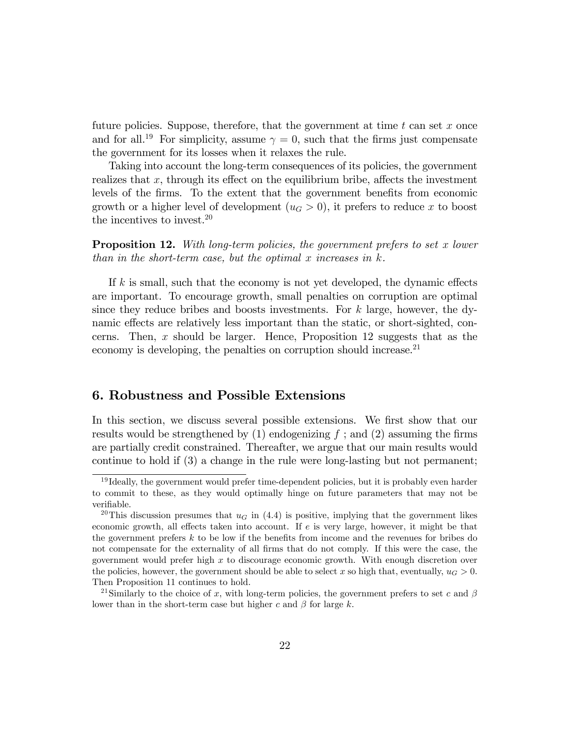future policies. Suppose, therefore, that the government at time $t$ can set $x$ once and for all.[19] For simplicity, assume $\gamma = 0$, such that the firms just compensate the government for its losses when it relaxes the rule.

Taking into account the long-term consequences of its policies, the government realizes that $x$, through its effect on the equilibrium bribe, affects the investment levels of the firms. To the extent that the government benefits from economic growth or a higher level of development ($u_G > 0$), it prefers to reduce $x$ to boost the incentives to invest.[20]

**Proposition 12.** *With long-term policies, the government prefers to set $x$ lower than in the short-term case, but the optimal $x$ increases in $k$.*

If $k$ is small, such that the economy is not yet developed, the dynamic effects are important. To encourage growth, small penalties on corruption are optimal since they reduce bribes and boosts investments. For $k$ large, however, the dynamic effects are relatively less important than the static, or short-sighted, concerns. Then, $x$ should be larger. Hence, Proposition 12 suggests that as the economy is developing, the penalties on corruption should increase.[21]

## 6. Robustness and Possible Extensions

In this section, we discuss several possible extensions. We first show that our results would be strengthened by (1) endogenizing $f$ ; and (2) assuming the firms are partially credit constrained. Thereafter, we argue that our main results would continue to hold if (3) a change in the rule were long-lasting but not permanent;

---

[19] Ideally, the government would prefer time-dependent policies, but it is probably even harder to commit to these, as they would optimally hinge on future parameters that may not be verifiable.

[20] This discussion presumes that $u_G$ in (4.4) is positive, implying that the government likes economic growth, all effects taken into account. If $e$ is very large, however, it might be that the government prefers $k$ to be low if the benefits from income and the revenues for bribes do not compensate for the externality of all firms that do not comply. If this were the case, the government would prefer high $x$ to discourage economic growth. With enough discretion over the policies, however, the government should be able to select $x$ so high that, eventually, $u_G > 0$. Then Proposition 11 continues to hold.

[21] Similarly to the choice of $x$, with long-term policies, the government prefers to set $c$ and $\beta$ lower than in the short-term case but higher $c$ and $\beta$ for large $k$.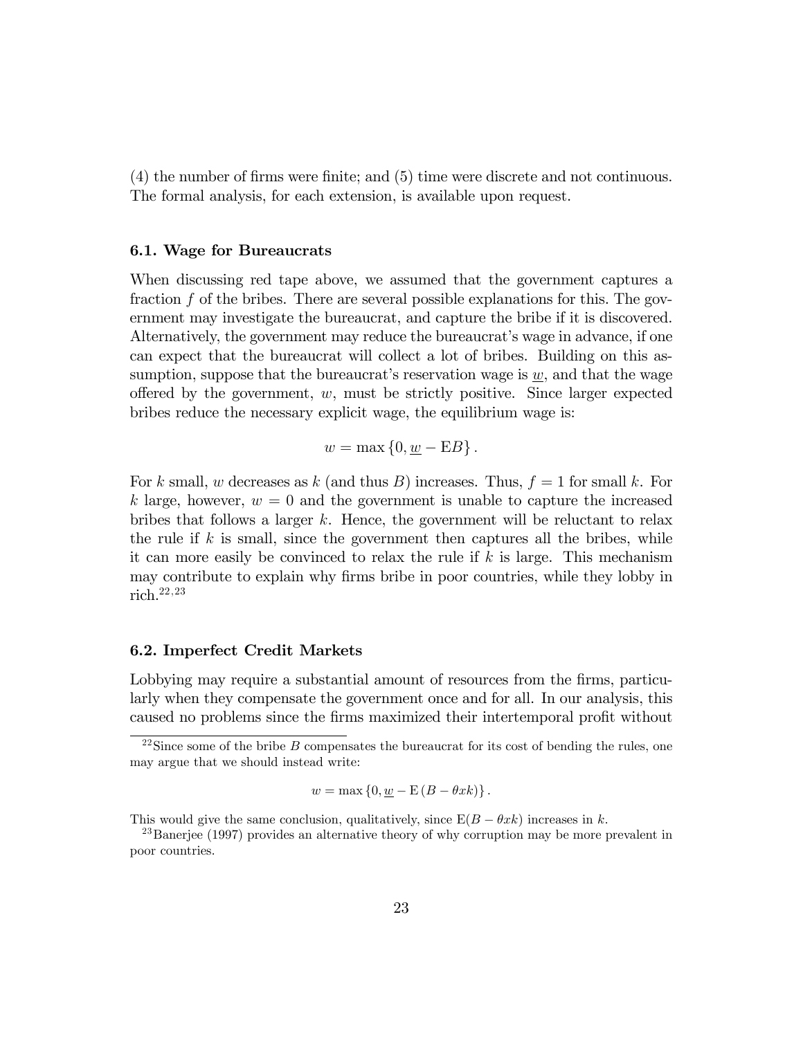(4) the number of firms were finite; and (5) time were discrete and not continuous. The formal analysis, for each extension, is available upon request.

### 6.1. Wage for Bureaucrats

When discussing red tape above, we assumed that the government captures a fraction $f$ of the bribes. There are several possible explanations for this. The government may investigate the bureaucrat, and capture the bribe if it is discovered. Alternatively, the government may reduce the bureaucrat's wage in advance, if one can expect that the bureaucrat will collect a lot of bribes. Building on this assumption, suppose that the bureaucrat's reservation wage is $\underline{w}$, and that the wage offered by the government, $w$, must be strictly positive. Since larger expected bribes reduce the necessary explicit wage, the equilibrium wage is:

$$w = \max\{0, \underline{w} - \mathrm{E}B\}.$$

For $k$ small, $w$ decreases as $k$ (and thus $B$) increases. Thus, $f = 1$ for small $k$. For $k$ large, however, $w = 0$ and the government is unable to capture the increased bribes that follows a larger $k$. Hence, the government will be reluctant to relax the rule if $k$ is small, since the government then captures all the bribes, while it can more easily be convinced to relax the rule if $k$ is large. This mechanism may contribute to explain why firms bribe in poor countries, while they lobby in rich.[22,23]

### 6.2. Imperfect Credit Markets

Lobbying may require a substantial amount of resources from the firms, particularly when they compensate the government once and for all. In our analysis, this caused no problems since the firms maximized their intertemporal profit without

[22] Since some of the bribe $B$ compensates the bureaucrat for its cost of bending the rules, one may argue that we should instead write:

$$w = \max\{0, \underline{w} - \mathrm{E}(B - \theta x k)\}.$$

This would give the same conclusion, qualitatively, since $\mathrm{E}(B - \theta x k)$ increases in $k$.

[23] Banerjee (1997) provides an alternative theory of why corruption may be more prevalent in poor countries.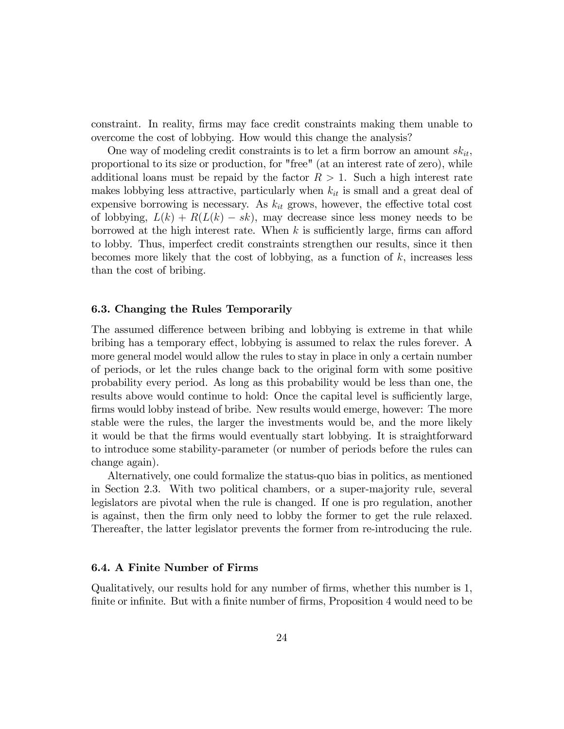constraint. In reality, firms may face credit constraints making them unable to overcome the cost of lobbying. How would this change the analysis?

One way of modeling credit constraints is to let a firm borrow an amount $sk_{it}$, proportional to its size or production, for "free" (at an interest rate of zero), while additional loans must be repaid by the factor $R > 1$. Such a high interest rate makes lobbying less attractive, particularly when $k_{it}$ is small and a great deal of expensive borrowing is necessary. As $k_{it}$ grows, however, the effective total cost of lobbying, $L(k) + R(L(k) - sk)$, may decrease since less money needs to be borrowed at the high interest rate. When $k$ is sufficiently large, firms can afford to lobby. Thus, imperfect credit constraints strengthen our results, since it then becomes more likely that the cost of lobbying, as a function of $k$, increases less than the cost of bribing.

### 6.3. Changing the Rules Temporarily

The assumed difference between bribing and lobbying is extreme in that while bribing has a temporary effect, lobbying is assumed to relax the rules forever. A more general model would allow the rules to stay in place in only a certain number of periods, or let the rules change back to the original form with some positive probability every period. As long as this probability would be less than one, the results above would continue to hold: Once the capital level is sufficiently large, firms would lobby instead of bribe. New results would emerge, however: The more stable were the rules, the larger the investments would be, and the more likely it would be that the firms would eventually start lobbying. It is straightforward to introduce some stability-parameter (or number of periods before the rules can change again).

Alternatively, one could formalize the status-quo bias in politics, as mentioned in Section 2.3. With two political chambers, or a super-majority rule, several legislators are pivotal when the rule is changed. If one is pro regulation, another is against, then the firm only need to lobby the former to get the rule relaxed. Thereafter, the latter legislator prevents the former from re-introducing the rule.

### 6.4. A Finite Number of Firms

Qualitatively, our results hold for any number of firms, whether this number is 1, finite or infinite. But with a finite number of firms, Proposition 4 would need to be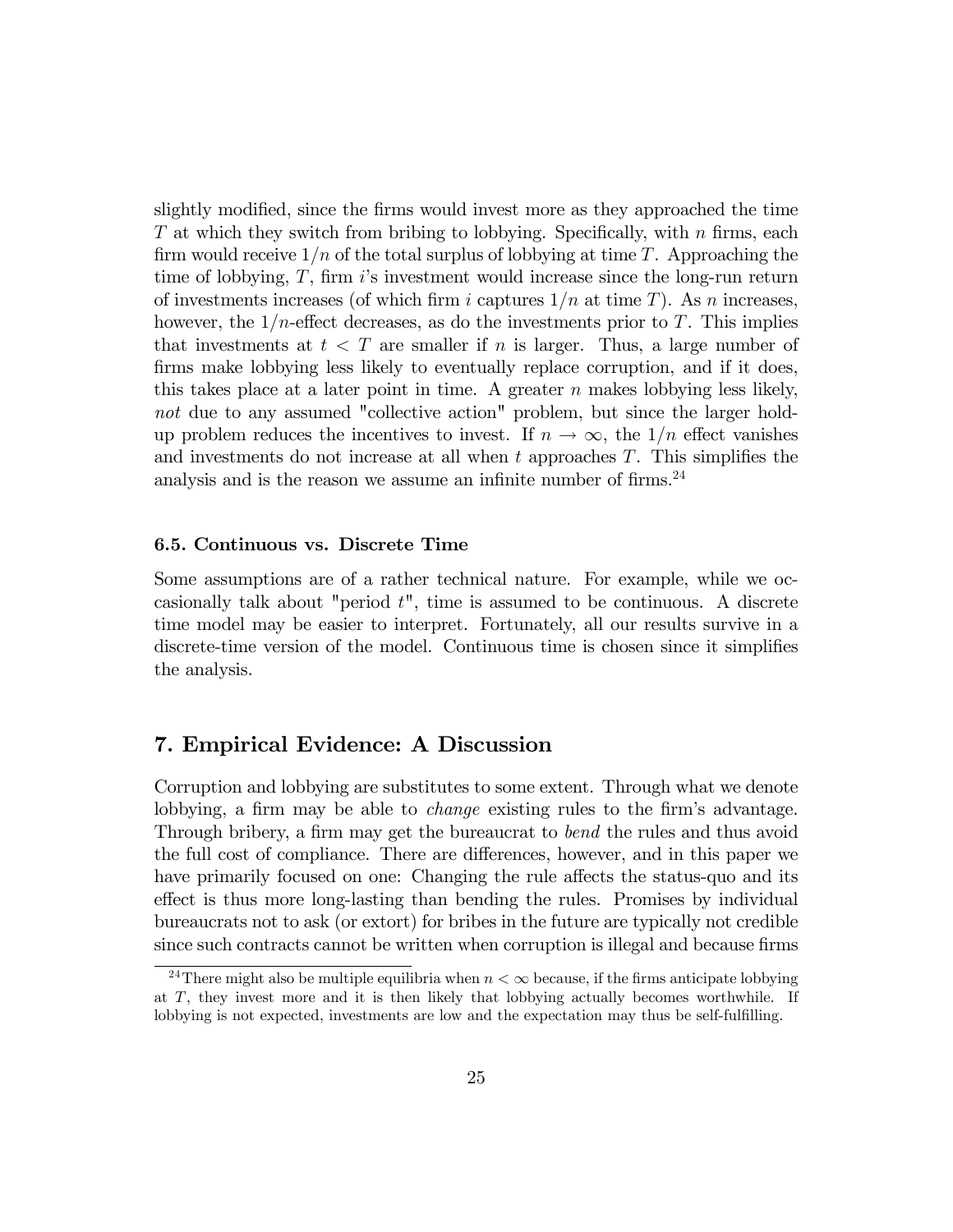slightly modified, since the firms would invest more as they approached the time $T$ at which they switch from bribing to lobbying. Specifically, with $n$ firms, each firm would receive $1/n$ of the total surplus of lobbying at time $T$. Approaching the time of lobbying, $T$, firm $i$'s investment would increase since the long-run return of investments increases (of which firm $i$ captures $1/n$ at time $T$). As $n$ increases, however, the $1/n$-effect decreases, as do the investments prior to $T$. This implies that investments at $t < T$ are smaller if $n$ is larger. Thus, a large number of firms make lobbying less likely to eventually replace corruption, and if it does, this takes place at a later point in time. A greater $n$ makes lobbying less likely, *not* due to any assumed "collective action" problem, but since the larger hold-up problem reduces the incentives to invest. If $n \to \infty$, the $1/n$ effect vanishes and investments do not increase at all when $t$ approaches $T$. This simplifies the analysis and is the reason we assume an infinite number of firms.[24]

### 6.5. Continuous vs. Discrete Time

Some assumptions are of a rather technical nature. For example, while we occasionally talk about "period $t$", time is assumed to be continuous. A discrete time model may be easier to interpret. Fortunately, all our results survive in a discrete-time version of the model. Continuous time is chosen since it simplifies the analysis.

## 7. Empirical Evidence: A Discussion

Corruption and lobbying are substitutes to some extent. Through what we denote lobbying, a firm may be able to *change* existing rules to the firm's advantage. Through bribery, a firm may get the bureaucrat to *bend* the rules and thus avoid the full cost of compliance. There are differences, however, and in this paper we have primarily focused on one: Changing the rule affects the status-quo and its effect is thus more long-lasting than bending the rules. Promises by individual bureaucrats not to ask (or extort) for bribes in the future are typically not credible since such contracts cannot be written when corruption is illegal and because firms

[24] There might also be multiple equilibria when $n < \infty$ because, if the firms anticipate lobbying at $T$, they invest more and it is then likely that lobbying actually becomes worthwhile. If lobbying is not expected, investments are low and the expectation may thus be self-fulfilling.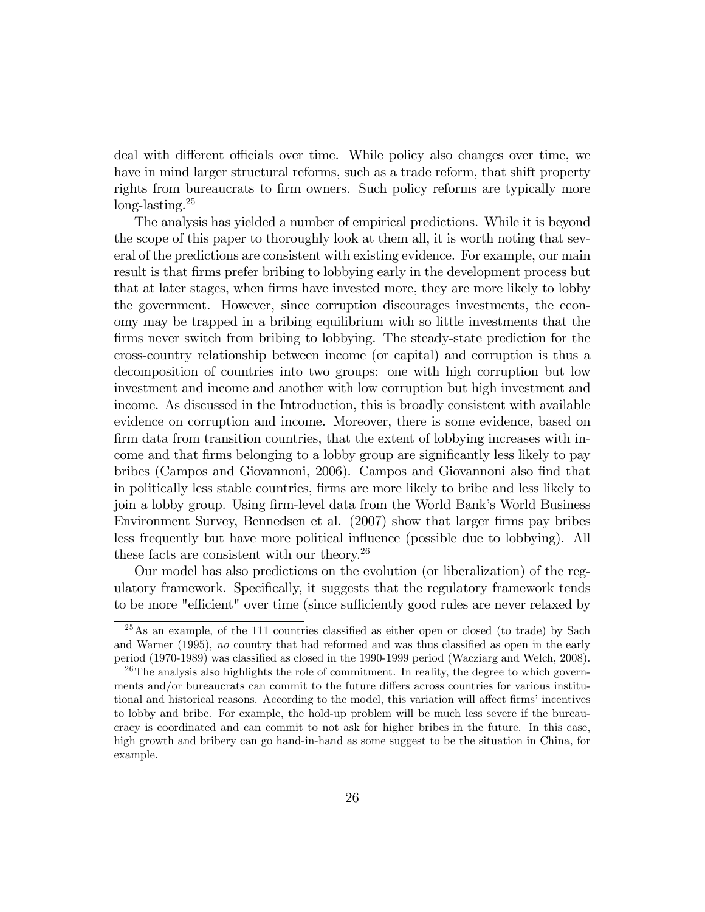deal with different officials over time. While policy also changes over time, we have in mind larger structural reforms, such as a trade reform, that shift property rights from bureaucrats to firm owners. Such policy reforms are typically more long-lasting.[25]

The analysis has yielded a number of empirical predictions. While it is beyond the scope of this paper to thoroughly look at them all, it is worth noting that several of the predictions are consistent with existing evidence. For example, our main result is that firms prefer bribing to lobbying early in the development process but that at later stages, when firms have invested more, they are more likely to lobby the government. However, since corruption discourages investments, the economy may be trapped in a bribing equilibrium with so little investments that the firms never switch from bribing to lobbying. The steady-state prediction for the cross-country relationship between income (or capital) and corruption is thus a decomposition of countries into two groups: one with high corruption but low investment and income and another with low corruption but high investment and income. As discussed in the Introduction, this is broadly consistent with available evidence on corruption and income. Moreover, there is some evidence, based on firm data from transition countries, that the extent of lobbying increases with income and that firms belonging to a lobby group are significantly less likely to pay bribes (Campos and Giovannoni, 2006). Campos and Giovannoni also find that in politically less stable countries, firms are more likely to bribe and less likely to join a lobby group. Using firm-level data from the World Bank's World Business Environment Survey, Bennedsen et al. (2007) show that larger firms pay bribes less frequently but have more political influence (possible due to lobbying). All these facts are consistent with our theory.[26]

Our model has also predictions on the evolution (or liberalization) of the regulatory framework. Specifically, it suggests that the regulatory framework tends to be more "efficient" over time (since sufficiently good rules are never relaxed by

[25] As an example, of the 111 countries classified as either open or closed (to trade) by Sach and Warner (1995), *no* country that had reformed and was thus classified as open in the early period (1970-1989) was classified as closed in the 1990-1999 period (Wacziarg and Welch, 2008).

[26] The analysis also highlights the role of commitment. In reality, the degree to which governments and/or bureaucrats can commit to the future differs across countries for various institutional and historical reasons. According to the model, this variation will affect firms' incentives to lobby and bribe. For example, the hold-up problem will be much less severe if the bureaucracy is coordinated and can commit to not ask for higher bribes in the future. In this case, high growth and bribery can go hand-in-hand as some suggest to be the situation in China, for example.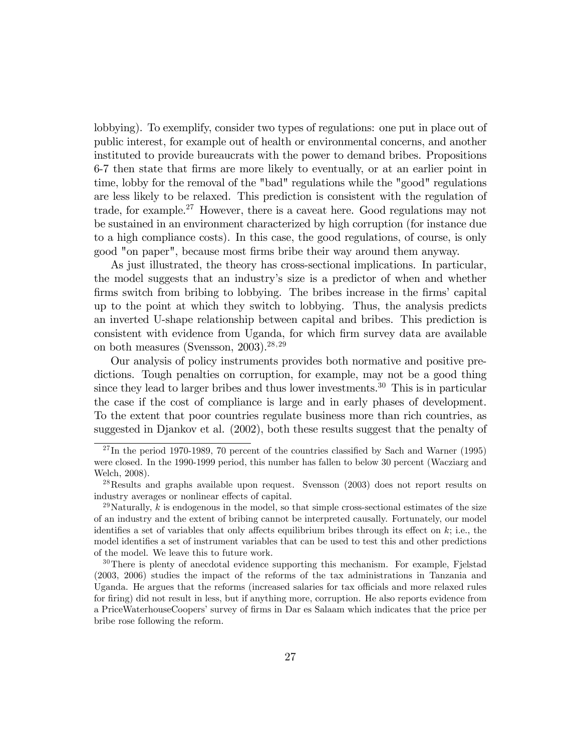lobbying). To exemplify, consider two types of regulations: one put in place out of public interest, for example out of health or environmental concerns, and another instituted to provide bureaucrats with the power to demand bribes. Propositions 6-7 then state that firms are more likely to eventually, or at an earlier point in time, lobby for the removal of the "bad" regulations while the "good" regulations are less likely to be relaxed. This prediction is consistent with the regulation of trade, for example.[27] However, there is a caveat here. Good regulations may not be sustained in an environment characterized by high corruption (for instance due to a high compliance costs). In this case, the good regulations, of course, is only good "on paper", because most firms bribe their way around them anyway.

As just illustrated, the theory has cross-sectional implications. In particular, the model suggests that an industry's size is a predictor of when and whether firms switch from bribing to lobbying. The bribes increase in the firms' capital up to the point at which they switch to lobbying. Thus, the analysis predicts an inverted U-shape relationship between capital and bribes. This prediction is consistent with evidence from Uganda, for which firm survey data are available on both measures (Svensson, 2003).[28,29]

Our analysis of policy instruments provides both normative and positive predictions. Tough penalties on corruption, for example, may not be a good thing since they lead to larger bribes and thus lower investments.[30] This is in particular the case if the cost of compliance is large and in early phases of development. To the extent that poor countries regulate business more than rich countries, as suggested in Djankov et al. (2002), both these results suggest that the penalty of

---

[27] In the period 1970-1989, 70 percent of the countries classified by Sach and Warner (1995) were closed. In the 1990-1999 period, this number has fallen to below 30 percent (Wacziarg and Welch, 2008).

[28] Results and graphs available upon request. Svensson (2003) does not report results on industry averages or nonlinear effects of capital.

[29] Naturally, $k$ is endogenous in the model, so that simple cross-sectional estimates of the size of an industry and the extent of bribing cannot be interpreted causally. Fortunately, our model identifies a set of variables that only affects equilibrium bribes through its effect on $k$; i.e., the model identifies a set of instrument variables that can be used to test this and other predictions of the model. We leave this to future work.

[30] There is plenty of anecdotal evidence supporting this mechanism. For example, Fjelstad (2003, 2006) studies the impact of the reforms of the tax administrations in Tanzania and Uganda. He argues that the reforms (increased salaries for tax officials and more relaxed rules for firing) did not result in less, but if anything more, corruption. He also reports evidence from a PriceWaterhouseCoopers' survey of firms in Dar es Salaam which indicates that the price per bribe rose following the reform.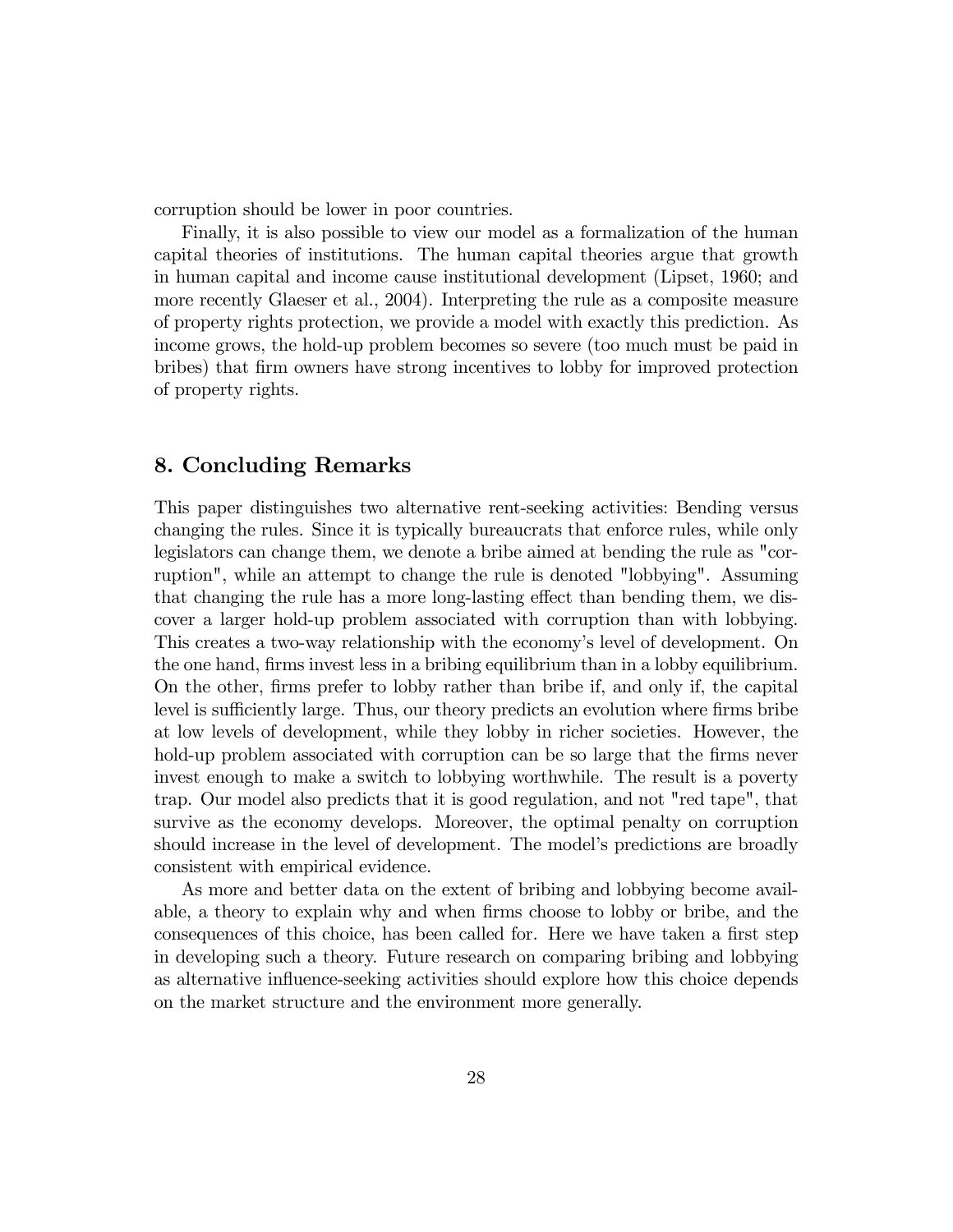corruption should be lower in poor countries.

Finally, it is also possible to view our model as a formalization of the human capital theories of institutions. The human capital theories argue that growth in human capital and income cause institutional development (Lipset, 1960; and more recently Glaeser et al., 2004). Interpreting the rule as a composite measure of property rights protection, we provide a model with exactly this prediction. As income grows, the hold-up problem becomes so severe (too much must be paid in bribes) that firm owners have strong incentives to lobby for improved protection of property rights.

## 8. Concluding Remarks

This paper distinguishes two alternative rent-seeking activities: Bending versus changing the rules. Since it is typically bureaucrats that enforce rules, while only legislators can change them, we denote a bribe aimed at bending the rule as "corruption", while an attempt to change the rule is denoted "lobbying". Assuming that changing the rule has a more long-lasting effect than bending them, we discover a larger hold-up problem associated with corruption than with lobbying. This creates a two-way relationship with the economy's level of development. On the one hand, firms invest less in a bribing equilibrium than in a lobby equilibrium. On the other, firms prefer to lobby rather than bribe if, and only if, the capital level is sufficiently large. Thus, our theory predicts an evolution where firms bribe at low levels of development, while they lobby in richer societies. However, the hold-up problem associated with corruption can be so large that the firms never invest enough to make a switch to lobbying worthwhile. The result is a poverty trap. Our model also predicts that it is good regulation, and not "red tape", that survive as the economy develops. Moreover, the optimal penalty on corruption should increase in the level of development. The model's predictions are broadly consistent with empirical evidence.

As more and better data on the extent of bribing and lobbying become available, a theory to explain why and when firms choose to lobby or bribe, and the consequences of this choice, has been called for. Here we have taken a first step in developing such a theory. Future research on comparing bribing and lobbying as alternative influence-seeking activities should explore how this choice depends on the market structure and the environment more generally.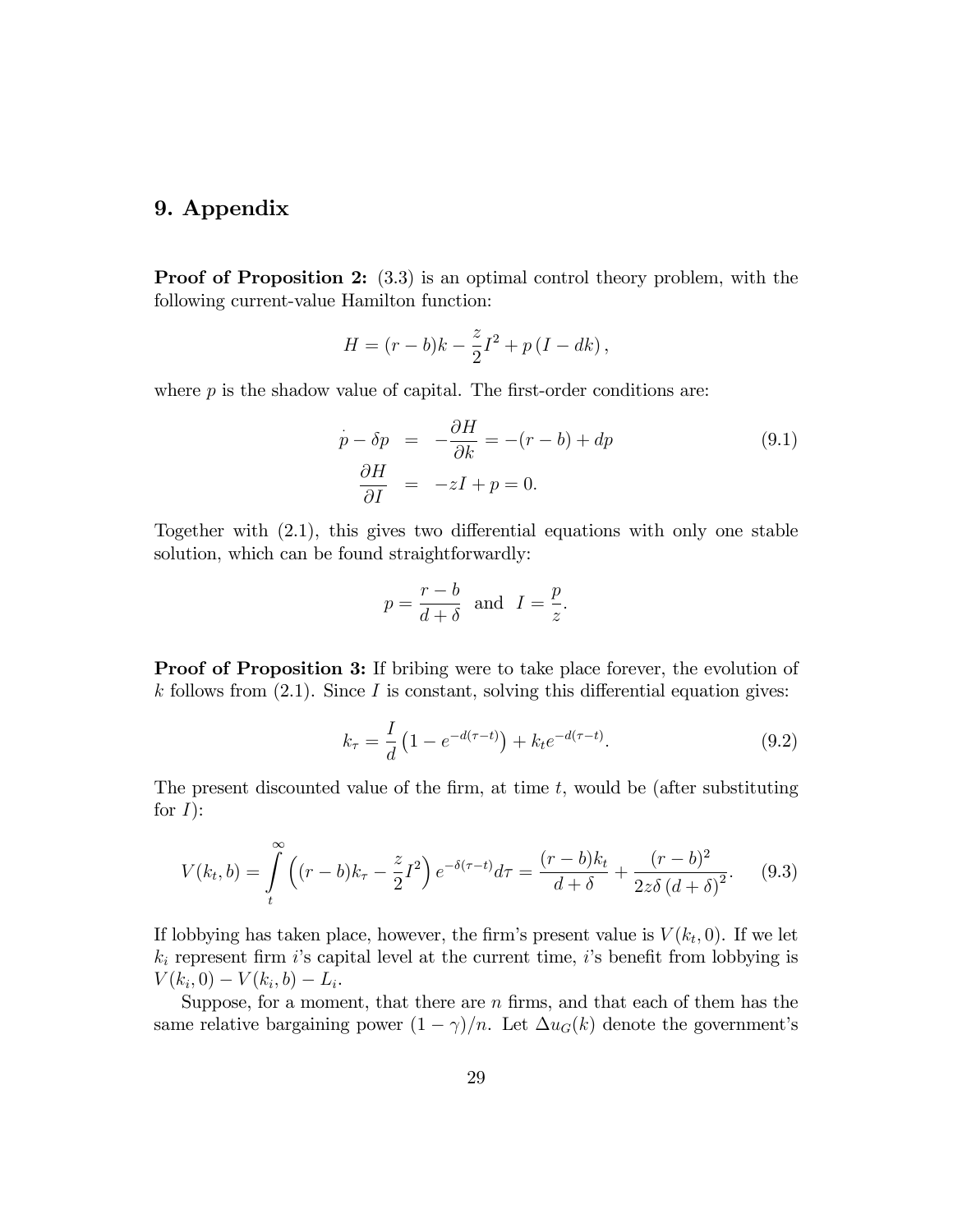## 9. Appendix

**Proof of Proposition 2:** (3.3) is an optimal control theory problem, with the following current-value Hamilton function:

$$H = (r-b)k - \frac{z}{2}I^2 + p\left(I - dk\right),$$

where $p$ is the shadow value of capital. The first-order conditions are:

$$\begin{aligned} \dot{p} - \delta p &= -\frac{\partial H}{\partial k} = -(r-b) + dp \\ \frac{\partial H}{\partial I} &= -zI + p = 0. \end{aligned} \tag{9.1}$$

Together with (2.1), this gives two differential equations with only one stable solution, which can be found straightforwardly:

$$p = \frac{r-b}{d+\delta} \ \text{ and } \ I = \frac{p}{z}.$$

**Proof of Proposition 3:** If bribing were to take place forever, the evolution of $k$ follows from (2.1). Since $I$ is constant, solving this differential equation gives:

$$k_\tau = \frac{I}{d}\left(1 - e^{-d(\tau - t)}\right) + k_t e^{-d(\tau - t)}. \tag{9.2}$$

The present discounted value of the firm, at time $t$, would be (after substituting for $I$):

$$V(k_t, b) = \int_t^\infty \left((r-b)k_\tau - \frac{z}{2}I^2\right) e^{-\delta(\tau - t)} d\tau = \frac{(r-b)k_t}{d+\delta} + \frac{(r-b)^2}{2z\delta\left(d+\delta\right)^2}. \tag{9.3}$$

If lobbying has taken place, however, the firm's present value is $V(k_t, 0)$. If we let $k_i$ represent firm $i$'s capital level at the current time, $i$'s benefit from lobbying is $V(k_i, 0) - V(k_i, b) - L_i$.

Suppose, for a moment, that there are $n$ firms, and that each of them has the same relative bargaining power $(1-\gamma)/n$. Let $\Delta u_G(k)$ denote the government's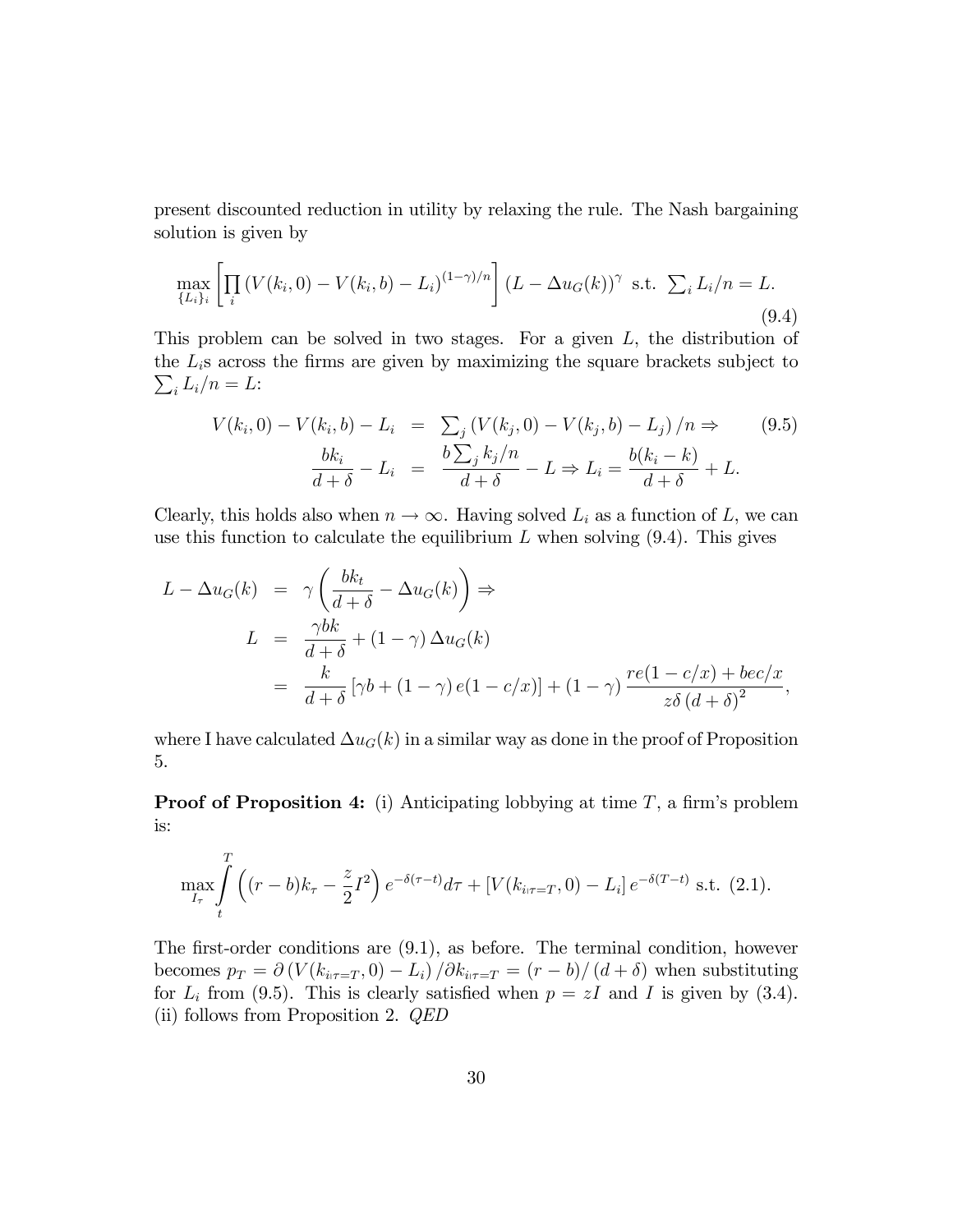present discounted reduction in utility by relaxing the rule. The Nash bargaining solution is given by

$$\max_{\{L_i\}_i}\left[\prod_i \left(V(k_i,0)-V(k_i,b)-L_i\right)^{(1-\gamma)/n}\right]\left(L-\Delta u_G(k)\right)^{\gamma} \text{ s.t. } \textstyle\sum_i L_i/n = L. \tag{9.4}$$

This problem can be solved in two stages. For a given $L$, the distribution of the $L_i$s across the firms are given by maximizing the square brackets subject to $\sum_i L_i/n = L$:

$$\begin{aligned} V(k_i,0)-V(k_i,b)-L_i &= \textstyle\sum_j \left(V(k_j,0)-V(k_j,b)-L_j\right)/n \Rightarrow \\ \frac{bk_i}{d+\delta}-L_i &= \frac{b\sum_j k_j/n}{d+\delta}-L \Rightarrow L_i = \frac{b(k_i-k)}{d+\delta}+L. \end{aligned} \tag{9.5}$$

Clearly, this holds also when $n\rightarrow\infty$. Having solved $L_i$ as a function of $L$, we can use this function to calculate the equilibrium $L$ when solving (9.4). This gives

$$\begin{aligned} L-\Delta u_G(k) &= \gamma\left(\frac{bk_t}{d+\delta}-\Delta u_G(k)\right)\Rightarrow \\ L &= \frac{\gamma bk}{d+\delta}+(1-\gamma)\,\Delta u_G(k) \\ &= \frac{k}{d+\delta}\left[\gamma b+(1-\gamma)\,e(1-c/x)\right]+(1-\gamma)\,\frac{re(1-c/x)+bec/x}{z\delta\,(d+\delta)^2}, \end{aligned}$$

where I have calculated $\Delta u_G(k)$ in a similar way as done in the proof of Proposition 5.

**Proof of Proposition 4:** (i) Anticipating lobbying at time $T$, a firm's problem is:

$$\max_{I_\tau}\int_t^T\left((r-b)k_\tau-\frac{z}{2}I^2\right)e^{-\delta(\tau-t)}d\tau+\left[V(k_{i|\tau=T},0)-L_i\right]e^{-\delta(T-t)} \text{ s.t. } (2.1).$$

The first-order conditions are (9.1), as before. The terminal condition, however becomes $p_T=\partial\left(V(k_{i|\tau=T},0)-L_i\right)/\partial k_{i|\tau=T}=(r-b)/(d+\delta)$ when substituting for $L_i$ from (9.5). This is clearly satisfied when $p=zI$ and $I$ is given by (3.4). (ii) follows from Proposition 2. *QED*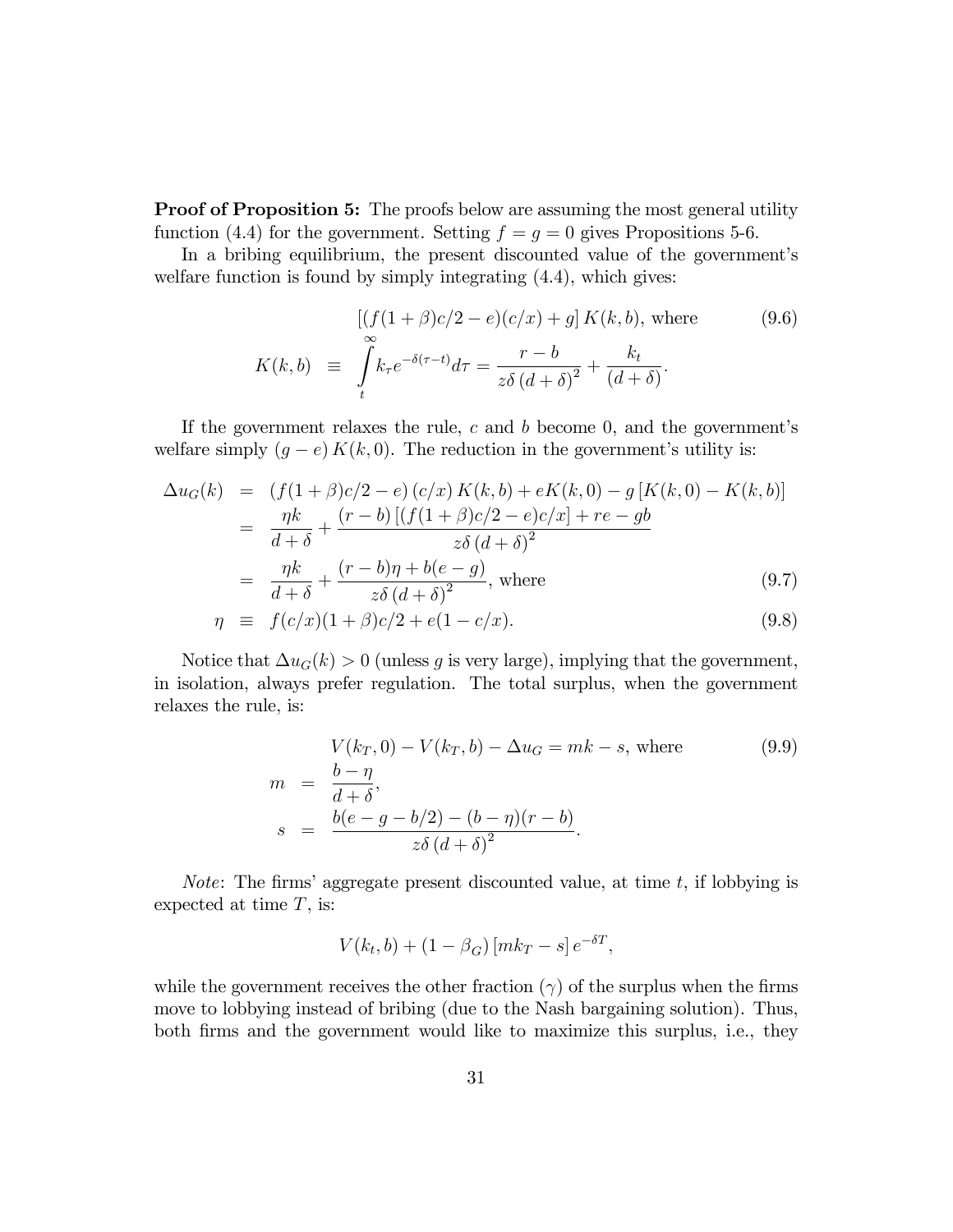**Proof of Proposition 5:** The proofs below are assuming the most general utility function (4.4) for the government. Setting $f = g = 0$ gives Propositions 5-6.

In a bribing equilibrium, the present discounted value of the government's welfare function is found by simply integrating (4.4), which gives:

$$
\begin{aligned}
& \left[(f(1+\beta)c/2 - e)(c/x) + g\right] K(k,b), \text{ where} \qquad (9.6) \\
K(k,b) &\equiv \int_t^\infty k_\tau e^{-\delta(\tau - t)} d\tau = \frac{r-b}{z\delta\,(d+\delta)^2} + \frac{k_t}{(d+\delta)}.
\end{aligned}
$$

If the government relaxes the rule, $c$ and $b$ become 0, and the government's welfare simply $(g-e)\,K(k,0)$. The reduction in the government's utility is:

$$
\begin{aligned}
\Delta u_G(k) &= (f(1+\beta)c/2 - e)\,(c/x)\,K(k,b) + eK(k,0) - g\left[K(k,0) - K(k,b)\right] \\
&= \frac{\eta k}{d+\delta} + \frac{(r-b)\left[(f(1+\beta)c/2 - e)c/x\right] + re - gb}{z\delta\,(d+\delta)^2} \\
&= \frac{\eta k}{d+\delta} + \frac{(r-b)\eta + b(e-g)}{z\delta\,(d+\delta)^2}, \text{ where} \qquad (9.7) \\
\eta &\equiv f(c/x)(1+\beta)c/2 + e(1 - c/x). \qquad (9.8)
\end{aligned}
$$

Notice that $\Delta u_G(k) > 0$ (unless $g$ is very large), implying that the government, in isolation, always prefer regulation. The total surplus, when the government relaxes the rule, is:

$$
\begin{aligned}
& V(k_T, 0) - V(k_T, b) - \Delta u_G = mk - s, \text{ where} \qquad (9.9) \\
m &= \frac{b-\eta}{d+\delta}, \\
s &= \frac{b(e - g - b/2) - (b-\eta)(r-b)}{z\delta\,(d+\delta)^2}.
\end{aligned}
$$

*Note*: The firms' aggregate present discounted value, at time $t$, if lobbying is expected at time $T$, is:

$$
V(k_t, b) + (1 - \beta_G)\left[mk_T - s\right] e^{-\delta T},
$$

while the government receives the other fraction ($\gamma$) of the surplus when the firms move to lobbying instead of bribing (due to the Nash bargaining solution). Thus, both firms and the government would like to maximize this surplus, i.e., they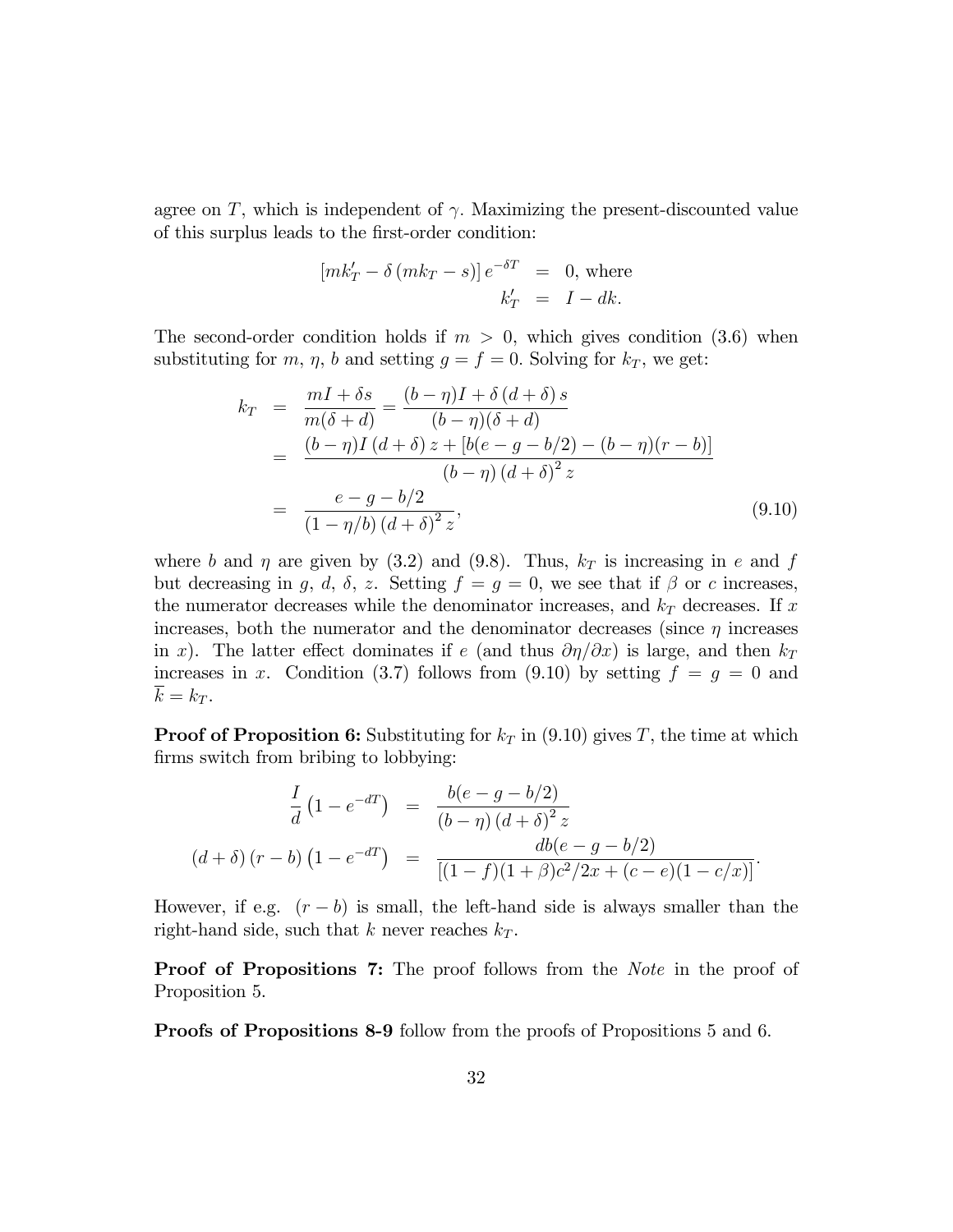agree on $T$, which is independent of $\gamma$. Maximizing the present-discounted value of this surplus leads to the first-order condition:

$$
\begin{aligned}
\left[mk_T' - \delta\left(mk_T - s\right)\right]e^{-\delta T} &= 0, \text{ where} \\
k_T' &= I - dk.
\end{aligned}
$$

The second-order condition holds if $m > 0$, which gives condition (3.6) when substituting for $m$, $\eta$, $b$ and setting $g = f = 0$. Solving for $k_T$, we get:

$$
\begin{aligned}
k_T &= \frac{mI + \delta s}{m(\delta + d)} = \frac{(b-\eta)I + \delta\left(d+\delta\right)s}{(b-\eta)(\delta+d)} \\
&= \frac{(b-\eta)I\left(d+\delta\right)z + \left[b(e-g-b/2) - (b-\eta)(r-b)\right]}{(b-\eta)\left(d+\delta\right)^2 z} \\
&= \frac{e-g-b/2}{\left(1-\eta/b\right)\left(d+\delta\right)^2 z}, \qquad (9.10)
\end{aligned}
$$

where $b$ and $\eta$ are given by (3.2) and (9.8). Thus, $k_T$ is increasing in $e$ and $f$ but decreasing in $g$, $d$, $\delta$, $z$. Setting $f = g = 0$, we see that if $\beta$ or $c$ increases, the numerator decreases while the denominator increases, and $k_T$ decreases. If $x$ increases, both the numerator and the denominator decreases (since $\eta$ increases in $x$). The latter effect dominates if $e$ (and thus $\partial\eta/\partial x$) is large, and then $k_T$ increases in $x$. Condition (3.7) follows from (9.10) by setting $f = g = 0$ and $\overline{k} = k_T$.

**Proof of Proposition 6:** Substituting for $k_T$ in (9.10) gives $T$, the time at which firms switch from bribing to lobbying:

$$
\begin{aligned}
\frac{I}{d}\left(1-e^{-dT}\right) &= \frac{b(e-g-b/2)}{\left(b-\eta\right)\left(d+\delta\right)^2 z} \\
\left(d+\delta\right)\left(r-b\right)\left(1-e^{-dT}\right) &= \frac{db(e-g-b/2)}{\left[(1-f)(1+\beta)c^2/2x + (c-e)(1-c/x)\right]}.
\end{aligned}
$$

However, if e.g. $(r-b)$ is small, the left-hand side is always smaller than the right-hand side, such that $k$ never reaches $k_T$.

**Proof of Propositions 7:** The proof follows from the *Note* in the proof of Proposition 5.

**Proofs of Propositions 8-9** follow from the proofs of Propositions 5 and 6.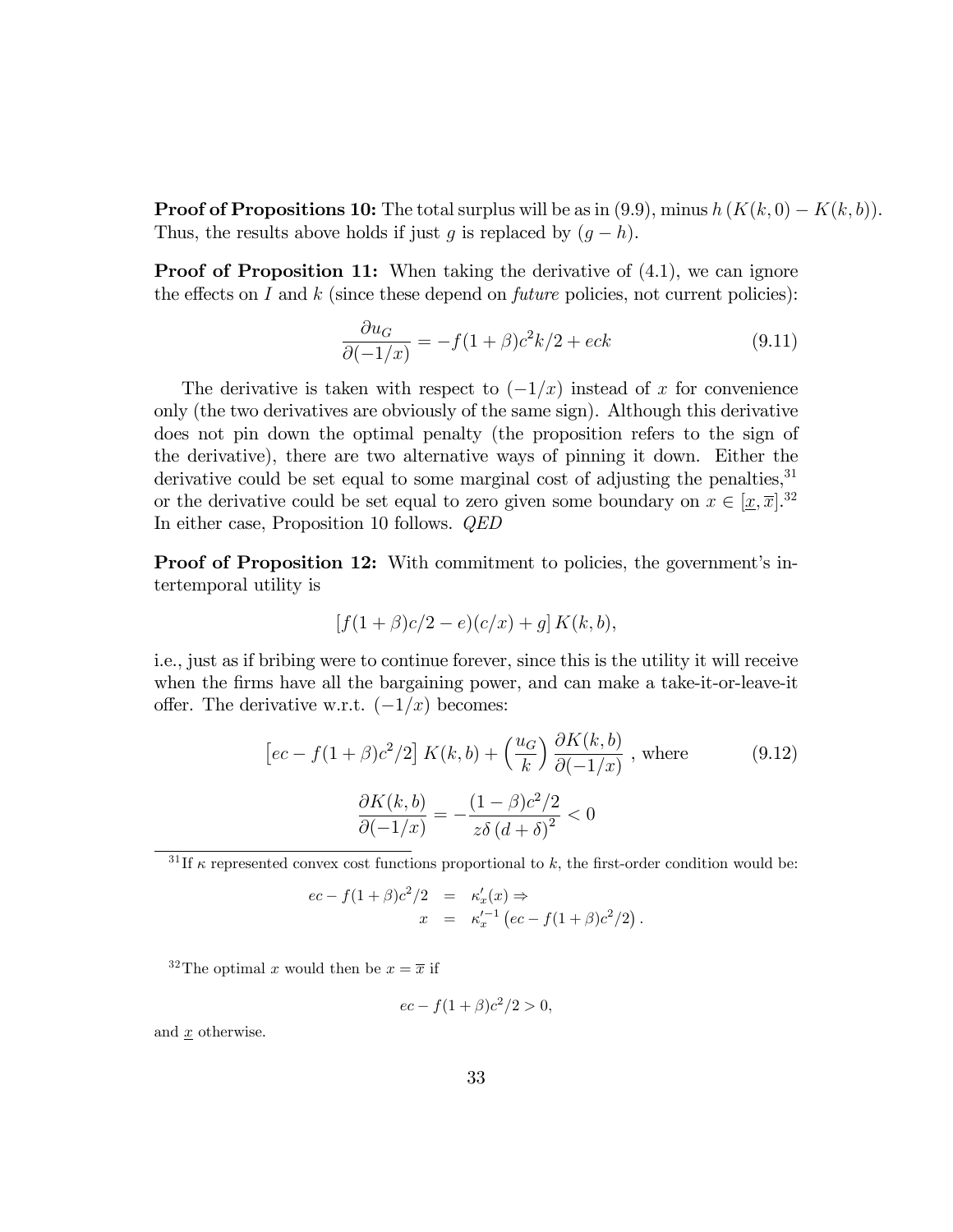**Proof of Propositions 10:** The total surplus will be as in (9.9), minus $h\left(K(k,0)-K(k,b)\right)$. Thus, the results above holds if just $g$ is replaced by $(g-h)$.

**Proof of Proposition 11:** When taking the derivative of (4.1), we can ignore the effects on $I$ and $k$ (since these depend on *future* policies, not current policies):

$$\frac{\partial u_G}{\partial(-1/x)} = -f(1+\beta)c^2k/2 + eck \tag{9.11}$$

The derivative is taken with respect to $(-1/x)$ instead of $x$ for convenience only (the two derivatives are obviously of the same sign). Although this derivative does not pin down the optimal penalty (the proposition refers to the sign of the derivative), there are two alternative ways of pinning it down. Either the derivative could be set equal to some marginal cost of adjusting the penalties,[31] or the derivative could be set equal to zero given some boundary on $x \in [\underline{x}, \overline{x}]$.[32] In either case, Proposition 10 follows. *QED*

**Proof of Proposition 12:** With commitment to policies, the government's intertemporal utility is

$$\left[f(1+\beta)c/2 - e)(c/x) + g\right] K(k,b),$$

i.e., just as if bribing were to continue forever, since this is the utility it will receive when the firms have all the bargaining power, and can make a take-it-or-leave-it offer. The derivative w.r.t. $(-1/x)$ becomes:

$$\left[ec - f(1+\beta)c^2/2\right] K(k,b) + \left(\frac{u_G}{k}\right)\frac{\partial K(k,b)}{\partial(-1/x)} \text{ , where} \tag{9.12}$$

$$\frac{\partial K(k,b)}{\partial(-1/x)} = -\frac{(1-\beta)c^2/2}{z\delta\left(d+\delta\right)^2} < 0$$

[31] If $\kappa$ represented convex cost functions proportional to $k$, the first-order condition would be:

$$\begin{aligned} ec - f(1+\beta)c^2/2 &= \kappa'_x(x) \Rightarrow \\ x &= \kappa'^{-1}_x\left(ec - f(1+\beta)c^2/2\right). \end{aligned}$$

[32] The optimal $x$ would then be $x = \overline{x}$ if

$$ec - f(1+\beta)c^2/2 > 0,$$

and $\underline{x}$ otherwise.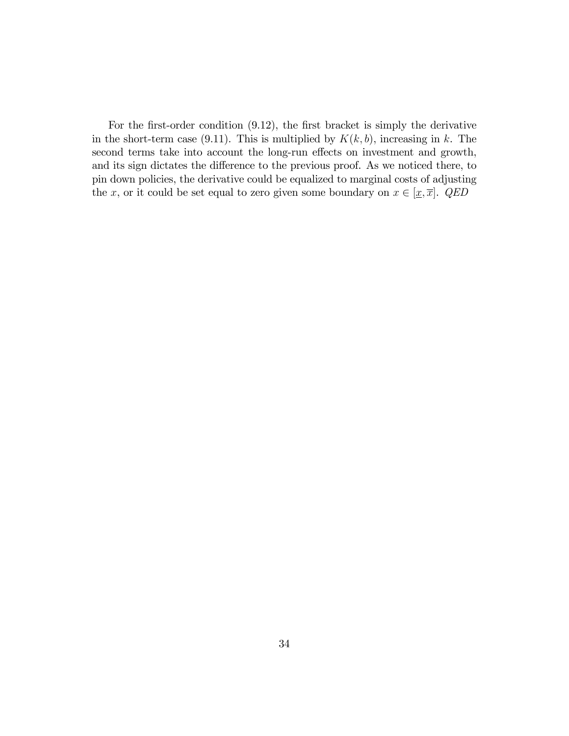For the first-order condition (9.12), the first bracket is simply the derivative in the short-term case (9.11). This is multiplied by $K(k,b)$, increasing in $k$. The second terms take into account the long-run effects on investment and growth, and its sign dictates the difference to the previous proof. As we noticed there, to pin down policies, the derivative could be equalized to marginal costs of adjusting the $x$, or it could be set equal to zero given some boundary on $x \in [\underline{x}, \overline{x}]$. *QED*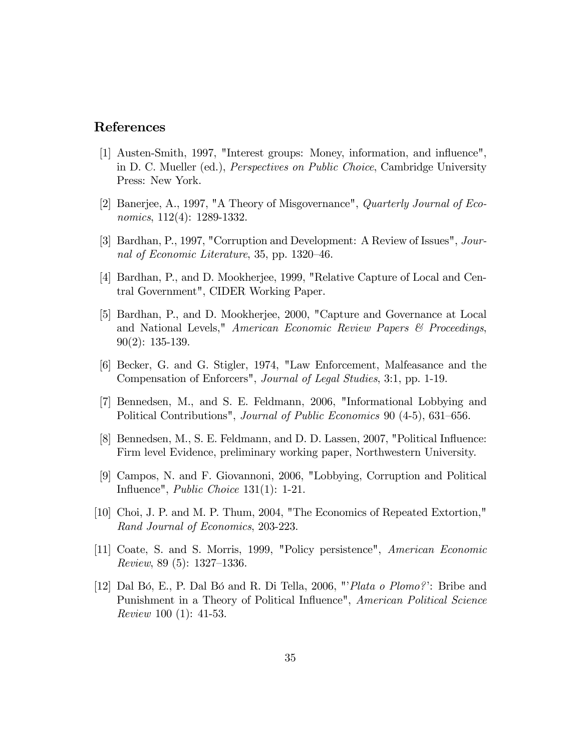## References

[1] Austen-Smith, 1997, "Interest groups: Money, information, and influence", in D. C. Mueller (ed.), *Perspectives on Public Choice*, Cambridge University Press: New York.

[2] Banerjee, A., 1997, "A Theory of Misgovernance", *Quarterly Journal of Economics*, 112(4): 1289-1332.

[3] Bardhan, P., 1997, "Corruption and Development: A Review of Issues", *Journal of Economic Literature*, 35, pp. 1320–46.

[4] Bardhan, P., and D. Mookherjee, 1999, "Relative Capture of Local and Central Government", CIDER Working Paper.

[5] Bardhan, P., and D. Mookherjee, 2000, "Capture and Governance at Local and National Levels," *American Economic Review Papers & Proceedings*, 90(2): 135-139.

[6] Becker, G. and G. Stigler, 1974, "Law Enforcement, Malfeasance and the Compensation of Enforcers", *Journal of Legal Studies*, 3:1, pp. 1-19.

[7] Bennedsen, M., and S. E. Feldmann, 2006, "Informational Lobbying and Political Contributions", *Journal of Public Economics* 90 (4-5), 631–656.

[8] Bennedsen, M., S. E. Feldmann, and D. D. Lassen, 2007, "Political Influence: Firm level Evidence, preliminary working paper, Northwestern University.

[9] Campos, N. and F. Giovannoni, 2006, "Lobbying, Corruption and Political Influence", *Public Choice* 131(1): 1-21.

[10] Choi, J. P. and M. P. Thum, 2004, "The Economics of Repeated Extortion," *Rand Journal of Economics*, 203-223.

[11] Coate, S. and S. Morris, 1999, "Policy persistence", *American Economic Review*, 89 (5): 1327–1336.

[12] Dal Bó, E., P. Dal Bó and R. Di Tella, 2006, "'*Plata o Plomo?*': Bribe and Punishment in a Theory of Political Influence", *American Political Science Review* 100 (1): 41-53.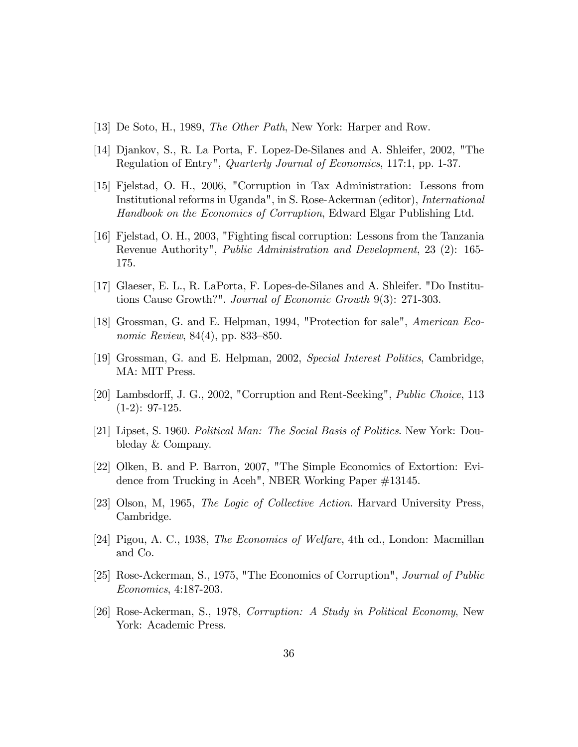[13] De Soto, H., 1989, *The Other Path*, New York: Harper and Row.

[14] Djankov, S., R. La Porta, F. Lopez-De-Silanes and A. Shleifer, 2002, "The Regulation of Entry", *Quarterly Journal of Economics*, 117:1, pp. 1-37.

[15] Fjelstad, O. H., 2006, "Corruption in Tax Administration: Lessons from Institutional reforms in Uganda", in S. Rose-Ackerman (editor), *International Handbook on the Economics of Corruption*, Edward Elgar Publishing Ltd.

[16] Fjelstad, O. H., 2003, "Fighting fiscal corruption: Lessons from the Tanzania Revenue Authority", *Public Administration and Development*, 23 (2): 165-175.

[17] Glaeser, E. L., R. LaPorta, F. Lopes-de-Silanes and A. Shleifer. "Do Institutions Cause Growth?". *Journal of Economic Growth* 9(3): 271-303.

[18] Grossman, G. and E. Helpman, 1994, "Protection for sale", *American Economic Review*, 84(4), pp. 833–850.

[19] Grossman, G. and E. Helpman, 2002, *Special Interest Politics*, Cambridge, MA: MIT Press.

[20] Lambsdorff, J. G., 2002, "Corruption and Rent-Seeking", *Public Choice*, 113 (1-2): 97-125.

[21] Lipset, S. 1960. *Political Man: The Social Basis of Politics*. New York: Doubleday & Company.

[22] Olken, B. and P. Barron, 2007, "The Simple Economics of Extortion: Evidence from Trucking in Aceh", NBER Working Paper #13145.

[23] Olson, M, 1965, *The Logic of Collective Action*. Harvard University Press, Cambridge.

[24] Pigou, A. C., 1938, *The Economics of Welfare*, 4th ed., London: Macmillan and Co.

[25] Rose-Ackerman, S., 1975, "The Economics of Corruption", *Journal of Public Economics*, 4:187-203.

[26] Rose-Ackerman, S., 1978, *Corruption: A Study in Political Economy*, New York: Academic Press.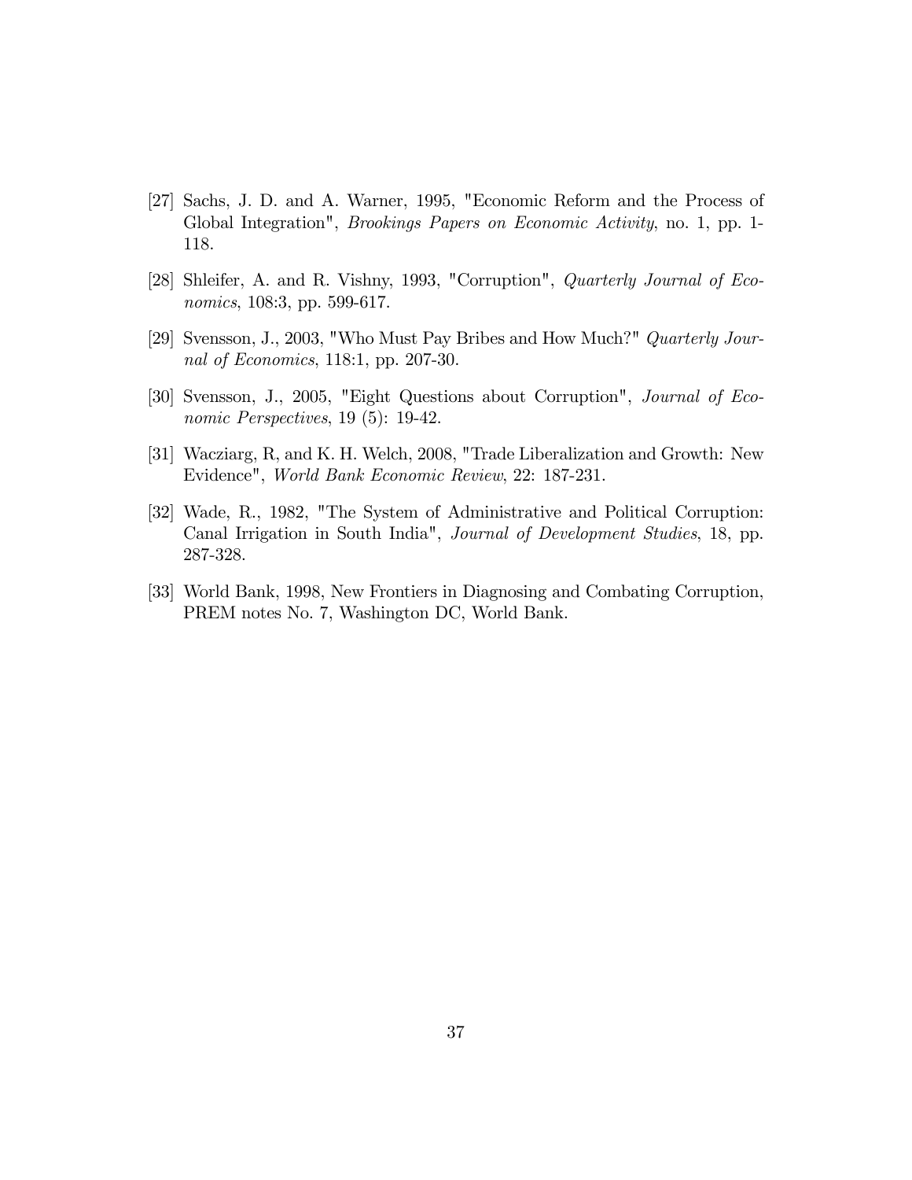[27] Sachs, J. D. and A. Warner, 1995, "Economic Reform and the Process of Global Integration", *Brookings Papers on Economic Activity*, no. 1, pp. 1-118.

[28] Shleifer, A. and R. Vishny, 1993, "Corruption", *Quarterly Journal of Economics*, 108:3, pp. 599-617.

[29] Svensson, J., 2003, "Who Must Pay Bribes and How Much?" *Quarterly Journal of Economics*, 118:1, pp. 207-30.

[30] Svensson, J., 2005, "Eight Questions about Corruption", *Journal of Economic Perspectives*, 19 (5): 19-42.

[31] Wacziarg, R, and K. H. Welch, 2008, "Trade Liberalization and Growth: New Evidence", *World Bank Economic Review*, 22: 187-231.

[32] Wade, R., 1982, "The System of Administrative and Political Corruption: Canal Irrigation in South India", *Journal of Development Studies*, 18, pp. 287-328.

[33] World Bank, 1998, New Frontiers in Diagnosing and Combating Corruption, PREM notes No. 7, Washington DC, World Bank.